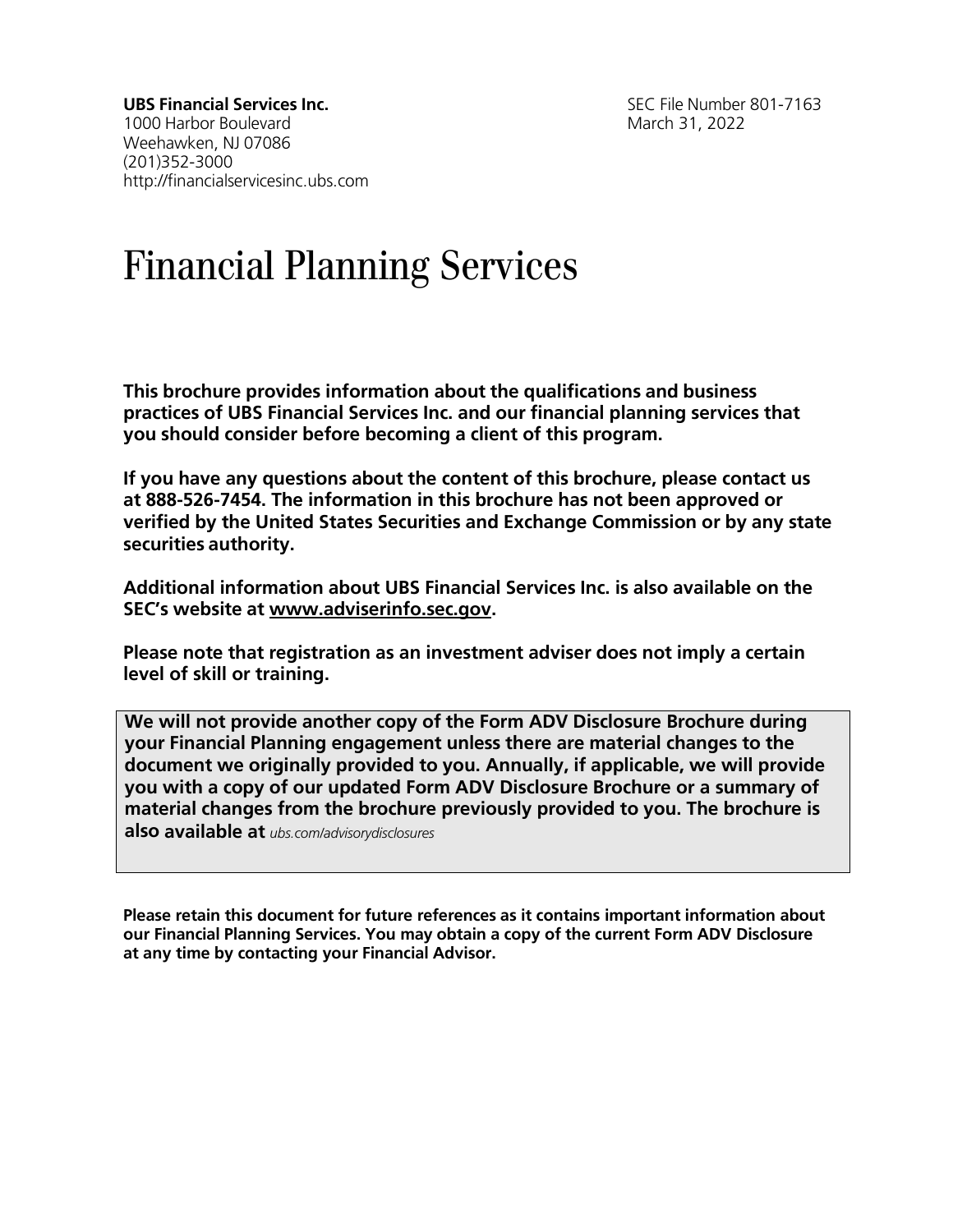**UBS Financial Services Inc.**
1000 Harbor Boulevard
Weehawken, NJ 07086
(201)352-3000
http://financialservicesinc.ubs.com

SEC File Number 801-7163
March 31, 2022

# Financial Planning Services

**This brochure provides information about the qualifications and business practices of UBS Financial Services Inc. and our financial planning services that you should consider before becoming a client of this program.**

**If you have any questions about the content of this brochure, please contact us at 888-526-7454. The information in this brochure has not been approved or verified by the United States Securities and Exchange Commission or by any state securities authority.**

**Additional information about UBS Financial Services Inc. is also available on the SEC's website at www.adviserinfo.sec.gov.**

**Please note that registration as an investment adviser does not imply a certain level of skill or training.**

**We will not provide another copy of the Form ADV Disclosure Brochure during your Financial Planning engagement unless there are material changes to the document we originally provided to you. Annually, if applicable, we will provide you with a copy of our updated Form ADV Disclosure Brochure or a summary of material changes from the brochure previously provided to you. The brochure is also available at** *ubs.com/advisorydisclosures*

**Please retain this document for future references as it contains important information about our Financial Planning Services. You may obtain a copy of the current Form ADV Disclosure at any time by contacting your Financial Advisor.**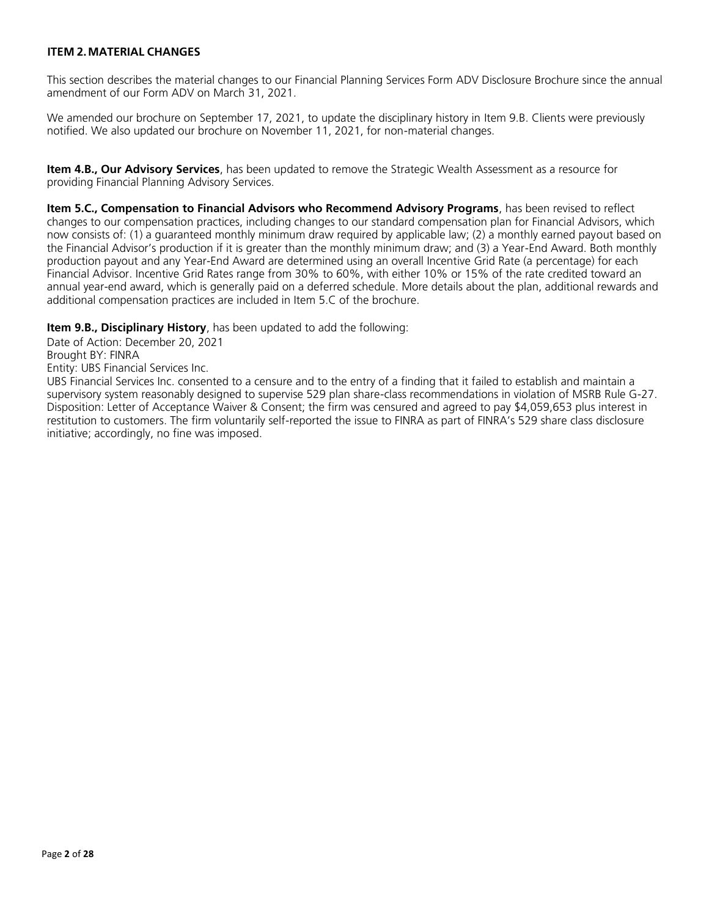## ITEM 2. MATERIAL CHANGES

This section describes the material changes to our Financial Planning Services Form ADV Disclosure Brochure since the annual amendment of our Form ADV on March 31, 2021.

We amended our brochure on September 17, 2021, to update the disciplinary history in Item 9.B. Clients were previously notified. We also updated our brochure on November 11, 2021, for non-material changes.

**Item 4.B., Our Advisory Services**, has been updated to remove the Strategic Wealth Assessment as a resource for providing Financial Planning Advisory Services.

**Item 5.C., Compensation to Financial Advisors who Recommend Advisory Programs**, has been revised to reflect changes to our compensation practices, including changes to our standard compensation plan for Financial Advisors, which now consists of: (1) a guaranteed monthly minimum draw required by applicable law; (2) a monthly earned payout based on the Financial Advisor's production if it is greater than the monthly minimum draw; and (3) a Year-End Award. Both monthly production payout and any Year-End Award are determined using an overall Incentive Grid Rate (a percentage) for each Financial Advisor. Incentive Grid Rates range from 30% to 60%, with either 10% or 15% of the rate credited toward an annual year-end award, which is generally paid on a deferred schedule. More details about the plan, additional rewards and additional compensation practices are included in Item 5.C of the brochure.

**Item 9.B., Disciplinary History**, has been updated to add the following:

Date of Action: December 20, 2021
Brought BY: FINRA
Entity: UBS Financial Services Inc.
UBS Financial Services Inc. consented to a censure and to the entry of a finding that it failed to establish and maintain a supervisory system reasonably designed to supervise 529 plan share-class recommendations in violation of MSRB Rule G-27. Disposition: Letter of Acceptance Waiver & Consent; the firm was censured and agreed to pay $4,059,653 plus interest in restitution to customers. The firm voluntarily self-reported the issue to FINRA as part of FINRA's 529 share class disclosure initiative; accordingly, no fine was imposed.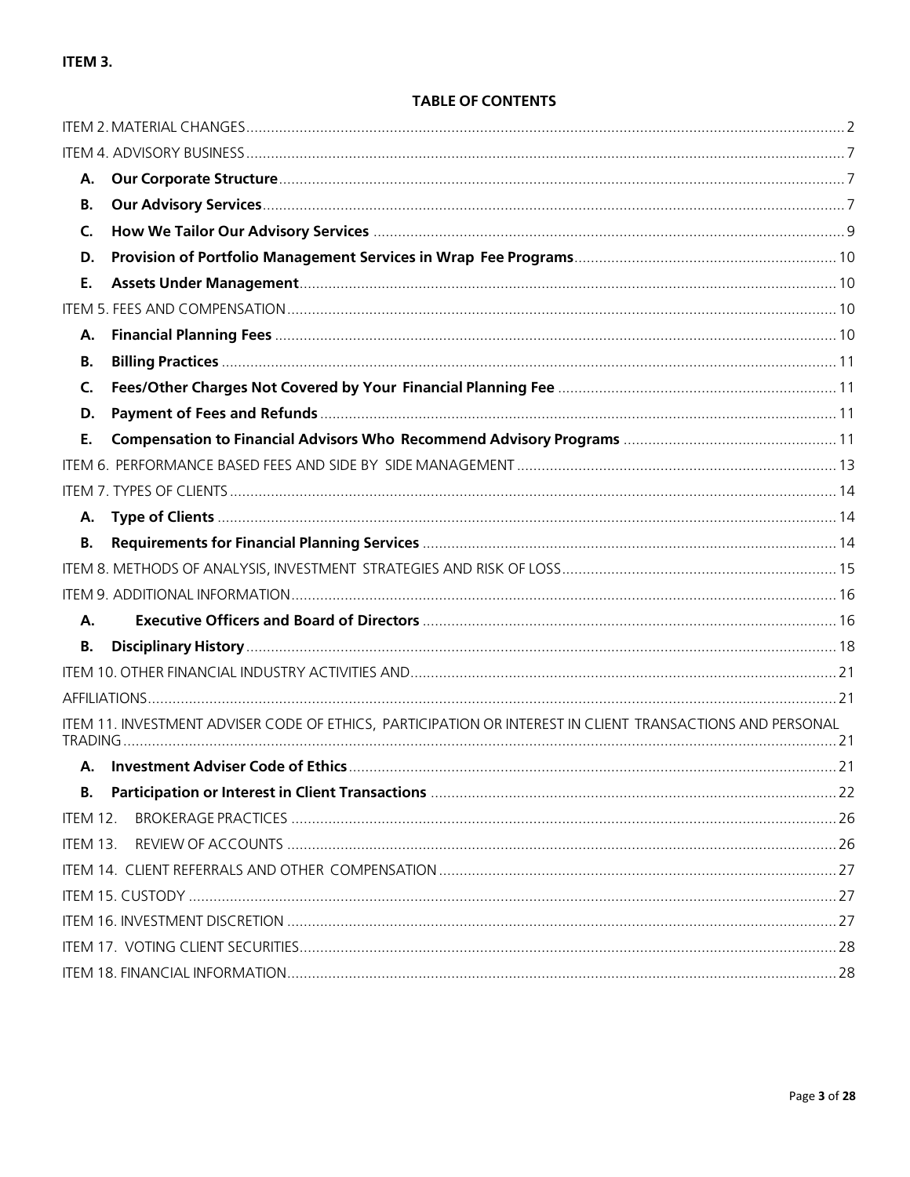**ITEM 3.**

**TABLE OF CONTENTS**

ITEM 2. MATERIAL CHANGES ..... 2

ITEM 4. ADVISORY BUSINESS ..... 7

- **A. Our Corporate Structure** ..... 7
- **B. Our Advisory Services** ..... 7
- **C. How We Tailor Our Advisory Services** ..... 9
- **D. Provision of Portfolio Management Services in Wrap Fee Programs** ..... 10
- **E. Assets Under Management** ..... 10

ITEM 5. FEES AND COMPENSATION ..... 10

- **A. Financial Planning Fees** ..... 10
- **B. Billing Practices** ..... 11
- **C. Fees/Other Charges Not Covered by Your Financial Planning Fee** ..... 11
- **D. Payment of Fees and Refunds** ..... 11
- **E. Compensation to Financial Advisors Who Recommend Advisory Programs** ..... 11

ITEM 6. PERFORMANCE BASED FEES AND SIDE BY SIDE MANAGEMENT ..... 13

ITEM 7. TYPES OF CLIENTS ..... 14

- **A. Type of Clients** ..... 14
- **B. Requirements for Financial Planning Services** ..... 14

ITEM 8. METHODS OF ANALYSIS, INVESTMENT STRATEGIES AND RISK OF LOSS ..... 15

ITEM 9. ADDITIONAL INFORMATION ..... 16

- **A. Executive Officers and Board of Directors** ..... 16
- **B. Disciplinary History** ..... 18

ITEM 10. OTHER FINANCIAL INDUSTRY ACTIVITIES AND ..... 21

AFFILIATIONS ..... 21

ITEM 11. INVESTMENT ADVISER CODE OF ETHICS, PARTICIPATION OR INTEREST IN CLIENT TRANSACTIONS AND PERSONAL TRADING ..... 21

- **A. Investment Adviser Code of Ethics** ..... 21
- **B. Participation or Interest in Client Transactions** ..... 22

ITEM 12. BROKERAGE PRACTICES ..... 26

ITEM 13. REVIEW OF ACCOUNTS ..... 26

ITEM 14. CLIENT REFERRALS AND OTHER COMPENSATION ..... 27

ITEM 15. CUSTODY ..... 27

ITEM 16. INVESTMENT DISCRETION ..... 27

ITEM 17. VOTING CLIENT SECURITIES ..... 28

ITEM 18. FINANCIAL INFORMATION ..... 28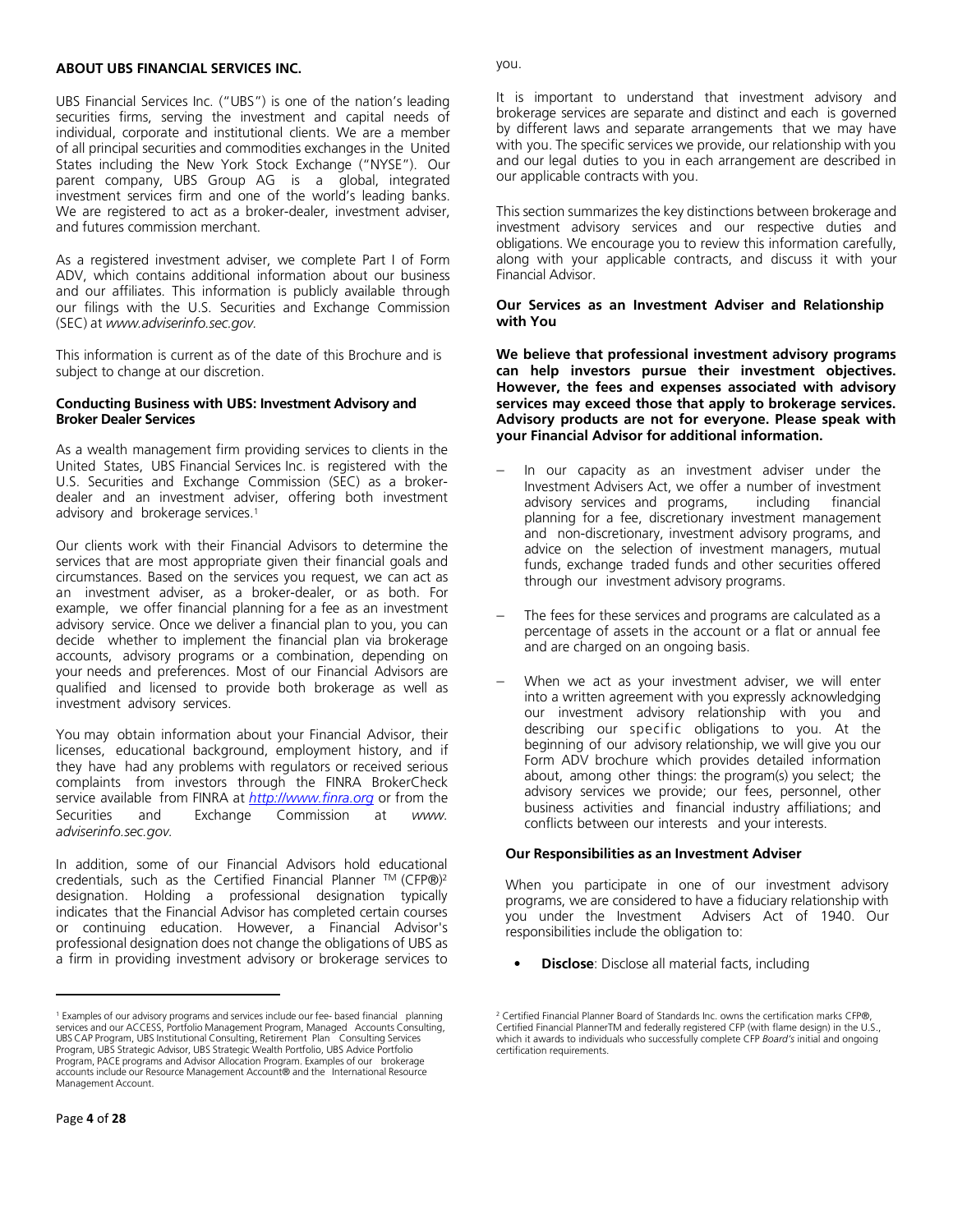## ABOUT UBS FINANCIAL SERVICES INC.

UBS Financial Services Inc. ("UBS") is one of the nation's leading securities firms, serving the investment and capital needs of individual, corporate and institutional clients. We are a member of all principal securities and commodities exchanges in the United States including the New York Stock Exchange ("NYSE"). Our parent company, UBS Group AG is a global, integrated investment services firm and one of the world's leading banks. We are registered to act as a broker-dealer, investment adviser, and futures commission merchant.

As a registered investment adviser, we complete Part I of Form ADV, which contains additional information about our business and our affiliates. This information is publicly available through our filings with the U.S. Securities and Exchange Commission (SEC) at *www.adviserinfo.sec.gov.*

This information is current as of the date of this Brochure and is subject to change at our discretion.

### Conducting Business with UBS: Investment Advisory and Broker Dealer Services

As a wealth management firm providing services to clients in the United States, UBS Financial Services Inc. is registered with the U.S. Securities and Exchange Commission (SEC) as a broker-dealer and an investment adviser, offering both investment advisory and brokerage services.[1]

Our clients work with their Financial Advisors to determine the services that are most appropriate given their financial goals and circumstances. Based on the services you request, we can act as an investment adviser, as a broker-dealer, or as both. For example, we offer financial planning for a fee as an investment advisory service. Once we deliver a financial plan to you, you can decide whether to implement the financial plan via brokerage accounts, advisory programs or a combination, depending on your needs and preferences. Most of our Financial Advisors are qualified and licensed to provide both brokerage as well as investment advisory services.

You may obtain information about your Financial Advisor, their licenses, educational background, employment history, and if they have had any problems with regulators or received serious complaints from investors through the FINRA BrokerCheck service available from FINRA at *http://www.finra.org* or from the Securities and Exchange Commission at *www. adviserinfo.sec.gov.*

In addition, some of our Financial Advisors hold educational credentials, such as the Certified Financial Planner ™ (CFP®)[2] designation. Holding a professional designation typically indicates that the Financial Advisor has completed certain courses or continuing education. However, a Financial Advisor's professional designation does not change the obligations of UBS as a firm in providing investment advisory or brokerage services to you.

It is important to understand that investment advisory and brokerage services are separate and distinct and each is governed by different laws and separate arrangements that we may have with you. The specific services we provide, our relationship with you and our legal duties to you in each arrangement are described in our applicable contracts with you.

This section summarizes the key distinctions between brokerage and investment advisory services and our respective duties and obligations. We encourage you to review this information carefully, along with your applicable contracts, and discuss it with your Financial Advisor.

### Our Services as an Investment Adviser and Relationship with You

**We believe that professional investment advisory programs can help investors pursue their investment objectives. However, the fees and expenses associated with advisory services may exceed those that apply to brokerage services. Advisory products are not for everyone. Please speak with your Financial Advisor for additional information.**

- In our capacity as an investment adviser under the Investment Advisers Act, we offer a number of investment advisory services and programs, including financial planning for a fee, discretionary investment management and non-discretionary, investment advisory programs, and advice on the selection of investment managers, mutual funds, exchange traded funds and other securities offered through our investment advisory programs.
- The fees for these services and programs are calculated as a percentage of assets in the account or a flat or annual fee and are charged on an ongoing basis.
- When we act as your investment adviser, we will enter into a written agreement with you expressly acknowledging our investment advisory relationship with you and describing our specific obligations to you. At the beginning of our advisory relationship, we will give you our Form ADV brochure which provides detailed information about, among other things: the program(s) you select; the advisory services we provide; our fees, personnel, other business activities and financial industry affiliations; and conflicts between our interests and your interests.

### Our Responsibilities as an Investment Adviser

When you participate in one of our investment advisory programs, we are considered to have a fiduciary relationship with you under the Investment Advisers Act of 1940. Our responsibilities include the obligation to:

- **Disclose**: Disclose all material facts, including

[1] Examples of our advisory programs and services include our fee- based financial planning services and our ACCESS, Portfolio Management Program, Managed Accounts Consulting, UBS CAP Program, UBS Institutional Consulting, Retirement Plan Consulting Services Program, UBS Strategic Advisor, UBS Strategic Wealth Portfolio, UBS Advice Portfolio Program, PACE programs and Advisor Allocation Program. Examples of our brokerage accounts include our Resource Management Account® and the International Resource Management Account.

[2] Certified Financial Planner Board of Standards Inc. owns the certification marks CFP®, Certified Financial PlannerTM and federally registered CFP (with flame design) in the U.S., which it awards to individuals who successfully complete CFP *Board's* initial and ongoing certification requirements.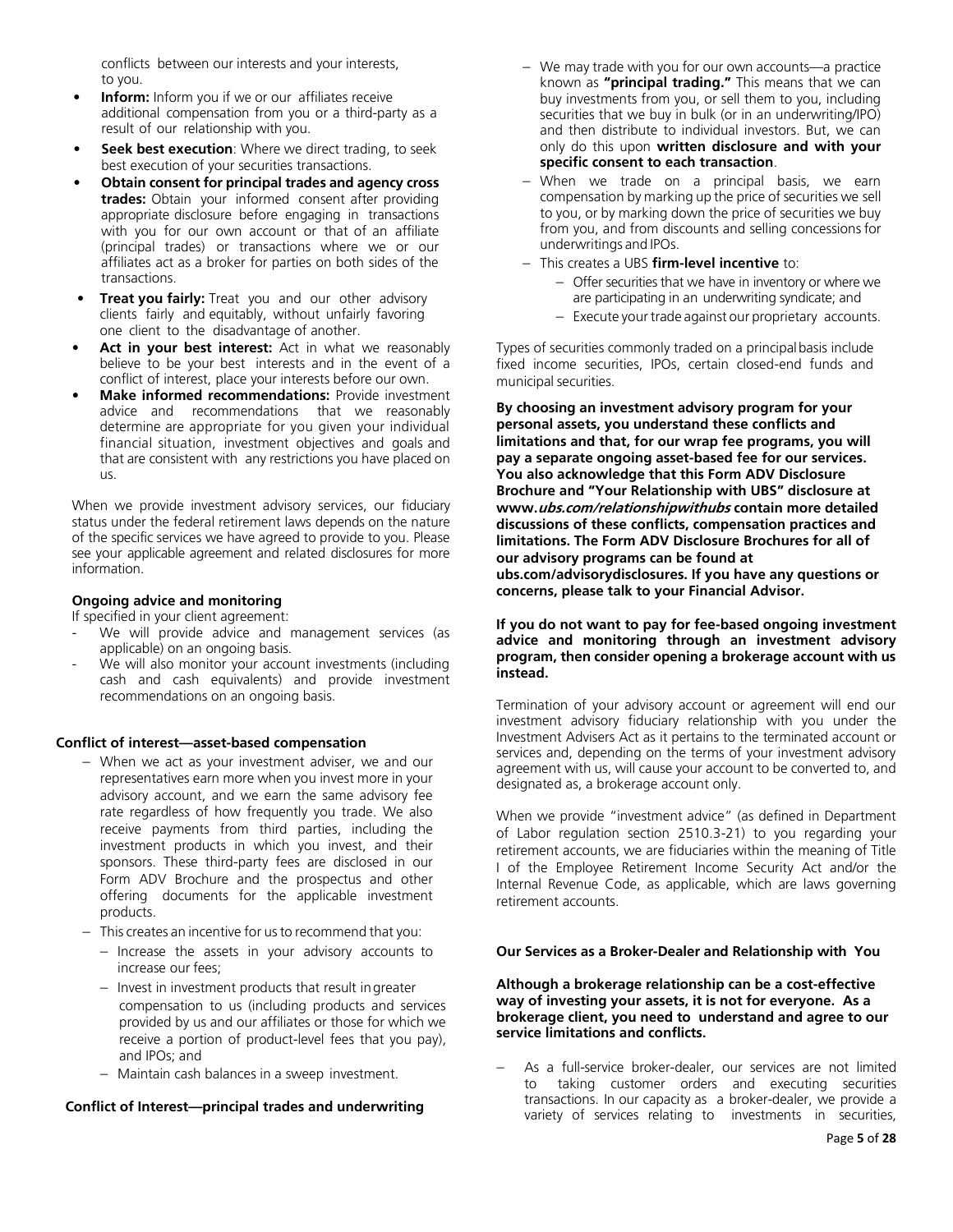conflicts between our interests and your interests, to you.

- **Inform:** Inform you if we or our affiliates receive additional compensation from you or a third-party as a result of our relationship with you.
- **Seek best execution**: Where we direct trading, to seek best execution of your securities transactions.
- **Obtain consent for principal trades and agency cross trades:** Obtain your informed consent after providing appropriate disclosure before engaging in transactions with you for our own account or that of an affiliate (principal trades) or transactions where we or our affiliates act as a broker for parties on both sides of the transactions.
- **Treat you fairly:** Treat you and our other advisory clients fairly and equitably, without unfairly favoring one client to the disadvantage of another.
- **Act in your best interest:** Act in what we reasonably believe to be your best interests and in the event of a conflict of interest, place your interests before our own.
- **Make informed recommendations:** Provide investment advice and recommendations that we reasonably determine are appropriate for you given your individual financial situation, investment objectives and goals and that are consistent with any restrictions you have placed on us.

When we provide investment advisory services, our fiduciary status under the federal retirement laws depends on the nature of the specific services we have agreed to provide to you. Please see your applicable agreement and related disclosures for more information.

**Ongoing advice and monitoring**

If specified in your client agreement:

- We will provide advice and management services (as applicable) on an ongoing basis.
- We will also monitor your account investments (including cash and cash equivalents) and provide investment recommendations on an ongoing basis.

**Conflict of interest—asset-based compensation**

- When we act as your investment adviser, we and our representatives earn more when you invest more in your advisory account, and we earn the same advisory fee rate regardless of how frequently you trade. We also receive payments from third parties, including the investment products in which you invest, and their sponsors. These third-party fees are disclosed in our Form ADV Brochure and the prospectus and other offering documents for the applicable investment products.
- This creates an incentive for us to recommend that you:
  - Increase the assets in your advisory accounts to increase our fees;
  - Invest in investment products that result in greater compensation to us (including products and services provided by us and our affiliates or those for which we receive a portion of product-level fees that you pay), and IPOs; and
  - Maintain cash balances in a sweep investment.

**Conflict of Interest—principal trades and underwriting**

- We may trade with you for our own accounts—a practice known as **"principal trading."** This means that we can buy investments from you, or sell them to you, including securities that we buy in bulk (or in an underwriting/IPO) and then distribute to individual investors. But, we can only do this upon **written disclosure and with your specific consent to each transaction**.
- When we trade on a principal basis, we earn compensation by marking up the price of securities we sell to you, or by marking down the price of securities we buy from you, and from discounts and selling concessions for underwritings and IPOs.
- This creates a UBS **firm-level incentive** to:
  - Offer securities that we have in inventory or where we are participating in an underwriting syndicate; and
  - Execute your trade against our proprietary accounts.

Types of securities commonly traded on a principal basis include fixed income securities, IPOs, certain closed-end funds and municipal securities.

**By choosing an investment advisory program for your personal assets, you understand these conflicts and limitations and that, for our wrap fee programs, you will pay a separate ongoing asset-based fee for our services. You also acknowledge that this Form ADV Disclosure Brochure and "Your Relationship with UBS" disclosure at www.*ubs.com/relationshipwithubs* contain more detailed discussions of these conflicts, compensation practices and limitations. The Form ADV Disclosure Brochures for all of our advisory programs can be found at ubs.com/advisorydisclosures. If you have any questions or concerns, please talk to your Financial Advisor.**

**If you do not want to pay for fee-based ongoing investment advice and monitoring through an investment advisory program, then consider opening a brokerage account with us instead.**

Termination of your advisory account or agreement will end our investment advisory fiduciary relationship with you under the Investment Advisers Act as it pertains to the terminated account or services and, depending on the terms of your investment advisory agreement with us, will cause your account to be converted to, and designated as, a brokerage account only.

When we provide "investment advice" (as defined in Department of Labor regulation section 2510.3-21) to you regarding your retirement accounts, we are fiduciaries within the meaning of Title I of the Employee Retirement Income Security Act and/or the Internal Revenue Code, as applicable, which are laws governing retirement accounts.

**Our Services as a Broker-Dealer and Relationship with You**

**Although a brokerage relationship can be a cost-effective way of investing your assets, it is not for everyone. As a brokerage client, you need to understand and agree to our service limitations and conflicts.**

- As a full-service broker-dealer, our services are not limited to taking customer orders and executing securities transactions. In our capacity as a broker-dealer, we provide a variety of services relating to investments in securities,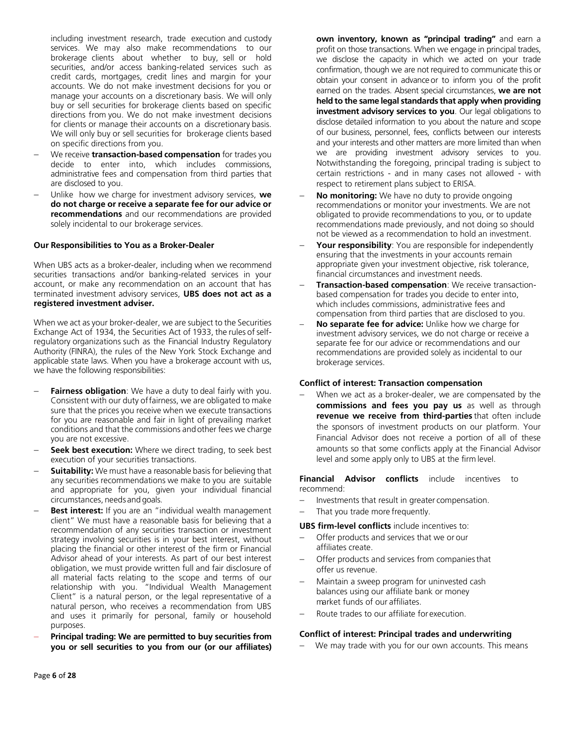including investment research, trade execution and custody services. We may also make recommendations to our brokerage clients about whether to buy, sell or hold securities, and/or access banking-related services such as credit cards, mortgages, credit lines and margin for your accounts. We do not make investment decisions for you or manage your accounts on a discretionary basis. We will only buy or sell securities for brokerage clients based on specific directions from you. We do not make investment decisions for clients or manage their accounts on a discretionary basis. We will only buy or sell securities for brokerage clients based on specific directions from you.

- We receive **transaction-based compensation** for trades you decide to enter into, which includes commissions, administrative fees and compensation from third parties that are disclosed to you.
- Unlike how we charge for investment advisory services, **we do not charge or receive a separate fee for our advice or recommendations** and our recommendations are provided solely incidental to our brokerage services.

**Our Responsibilities to You as a Broker-Dealer**

When UBS acts as a broker-dealer, including when we recommend securities transactions and/or banking-related services in your account, or make any recommendation on an account that has terminated investment advisory services, **UBS does not act as a registered investment adviser.**

When we act as your broker-dealer, we are subject to the Securities Exchange Act of 1934, the Securities Act of 1933, the rules of self-regulatory organizations such as the Financial Industry Regulatory Authority (FINRA), the rules of the New York Stock Exchange and applicable state laws. When you have a brokerage account with us, we have the following responsibilities:

- **Fairness obligation**: We have a duty to deal fairly with you. Consistent with our duty of fairness, we are obligated to make sure that the prices you receive when we execute transactions for you are reasonable and fair in light of prevailing market conditions and that the commissions and other fees we charge you are not excessive.
- **Seek best execution:** Where we direct trading, to seek best execution of your securities transactions.
- **Suitability:** We must have a reasonable basis for believing that any securities recommendations we make to you are suitable and appropriate for you, given your individual financial circumstances, needs and goals.
- **Best interest:** If you are an "individual wealth management client" We must have a reasonable basis for believing that a recommendation of any securities transaction or investment strategy involving securities is in your best interest, without placing the financial or other interest of the firm or Financial Advisor ahead of your interests. As part of our best interest obligation, we must provide written full and fair disclosure of all material facts relating to the scope and terms of our relationship with you. "Individual Wealth Management Client" is a natural person, or the legal representative of a natural person, who receives a recommendation from UBS and uses it primarily for personal, family or household purposes.
- **Principal trading: We are permitted to buy securities from you or sell securities to you from our (or our affiliates) own inventory, known as "principal trading"** and earn a profit on those transactions. When we engage in principal trades, we disclose the capacity in which we acted on your trade confirmation, though we are not required to communicate this or obtain your consent in advance or to inform you of the profit earned on the trades. Absent special circumstances, **we are not held to the same legal standards that apply when providing investment advisory services to you**. Our legal obligations to disclose detailed information to you about the nature and scope of our business, personnel, fees, conflicts between our interests and your interests and other matters are more limited than when we are providing investment advisory services to you. Notwithstanding the foregoing, principal trading is subject to certain restrictions - and in many cases not allowed - with respect to retirement plans subject to ERISA.
- **No monitoring:** We have no duty to provide ongoing recommendations or monitor your investments. We are not obligated to provide recommendations to you, or to update recommendations made previously, and not doing so should not be viewed as a recommendation to hold an investment.
- **Your responsibility**: You are responsible for independently ensuring that the investments in your accounts remain appropriate given your investment objective, risk tolerance, financial circumstances and investment needs.
- **Transaction-based compensation**: We receive transaction-based compensation for trades you decide to enter into, which includes commissions, administrative fees and compensation from third parties that are disclosed to you.
- **No separate fee for advice:** Unlike how we charge for investment advisory services, we do not charge or receive a separate fee for our advice or recommendations and our recommendations are provided solely as incidental to our brokerage services.

**Conflict of interest: Transaction compensation**

- When we act as a broker-dealer, we are compensated by the **commissions and fees you pay us** as well as through **revenue we receive from third-parties** that often include the sponsors of investment products on our platform. Your Financial Advisor does not receive a portion of all of these amounts so that some conflicts apply at the Financial Advisor level and some apply only to UBS at the firm level.

**Financial Advisor conflicts** include incentives to recommend:

- Investments that result in greater compensation.
- That you trade more frequently.

**UBS firm-level conflicts** include incentives to:

- Offer products and services that we or our affiliates create.
- Offer products and services from companies that offer us revenue.
- Maintain a sweep program for uninvested cash balances using our affiliate bank or money market funds of our affiliates.
- Route trades to our affiliate for execution.

**Conflict of interest: Principal trades and underwriting**

- We may trade with you for our own accounts. This means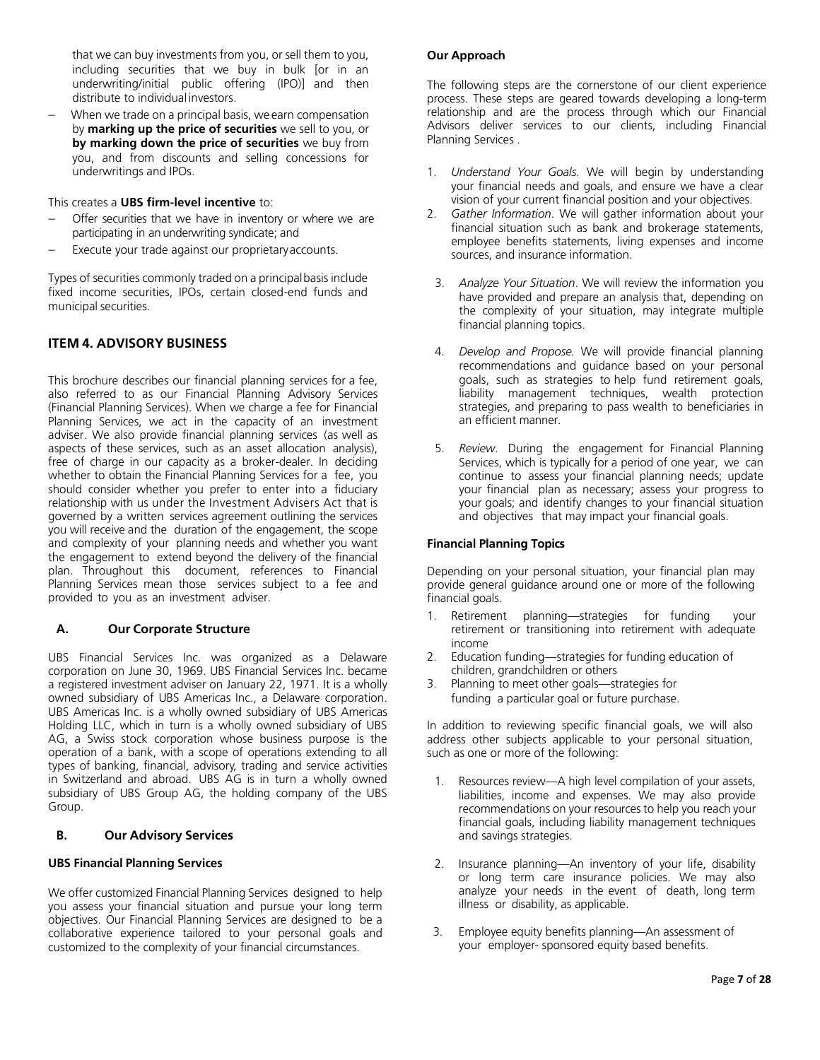that we can buy investments from you, or sell them to you, including securities that we buy in bulk [or in an underwriting/initial public offering (IPO)] and then distribute to individual investors.

- When we trade on a principal basis, we earn compensation by **marking up the price of securities** we sell to you, or **by marking down the price of securities** we buy from you, and from discounts and selling concessions for underwritings and IPOs.

This creates a **UBS firm-level incentive** to:

- Offer securities that we have in inventory or where we are participating in an underwriting syndicate; and
- Execute your trade against our proprietary accounts.

Types of securities commonly traded on a principal basis include fixed income securities, IPOs, certain closed-end funds and municipal securities.

## ITEM 4. ADVISORY BUSINESS

This brochure describes our financial planning services for a fee, also referred to as our Financial Planning Advisory Services (Financial Planning Services). When we charge a fee for Financial Planning Services, we act in the capacity of an investment adviser. We also provide financial planning services (as well as aspects of these services, such as an asset allocation analysis), free of charge in our capacity as a broker-dealer. In deciding whether to obtain the Financial Planning Services for a fee, you should consider whether you prefer to enter into a fiduciary relationship with us under the Investment Advisers Act that is governed by a written services agreement outlining the services you will receive and the duration of the engagement, the scope and complexity of your planning needs and whether you want the engagement to extend beyond the delivery of the financial plan. Throughout this document, references to Financial Planning Services mean those services subject to a fee and provided to you as an investment adviser.

### A. Our Corporate Structure

UBS Financial Services Inc. was organized as a Delaware corporation on June 30, 1969. UBS Financial Services Inc. became a registered investment adviser on January 22, 1971. It is a wholly owned subsidiary of UBS Americas Inc., a Delaware corporation. UBS Americas Inc. is a wholly owned subsidiary of UBS Americas Holding LLC, which in turn is a wholly owned subsidiary of UBS AG, a Swiss stock corporation whose business purpose is the operation of a bank, with a scope of operations extending to all types of banking, financial, advisory, trading and service activities in Switzerland and abroad. UBS AG is in turn a wholly owned subsidiary of UBS Group AG, the holding company of the UBS Group.

### B. Our Advisory Services

**UBS Financial Planning Services**

We offer customized Financial Planning Services designed to help you assess your financial situation and pursue your long term objectives. Our Financial Planning Services are designed to be a collaborative experience tailored to your personal goals and customized to the complexity of your financial circumstances.

**Our Approach**

The following steps are the cornerstone of our client experience process. These steps are geared towards developing a long-term relationship and are the process through which our Financial Advisors deliver services to our clients, including Financial Planning Services .

1. *Understand Your Goals.* We will begin by understanding your financial needs and goals, and ensure we have a clear vision of your current financial position and your objectives.
2. *Gather Information*. We will gather information about your financial situation such as bank and brokerage statements, employee benefits statements, living expenses and income sources, and insurance information.
3. *Analyze Your Situation*. We will review the information you have provided and prepare an analysis that, depending on the complexity of your situation, may integrate multiple financial planning topics.
4. *Develop and Propose.* We will provide financial planning recommendations and guidance based on your personal goals, such as strategies to help fund retirement goals, liability management techniques, wealth protection strategies, and preparing to pass wealth to beneficiaries in an efficient manner.
5. *Review*. During the engagement for Financial Planning Services, which is typically for a period of one year, we can continue to assess your financial planning needs; update your financial plan as necessary; assess your progress to your goals; and identify changes to your financial situation and objectives that may impact your financial goals.

**Financial Planning Topics**

Depending on your personal situation, your financial plan may provide general guidance around one or more of the following financial goals.

1. Retirement planning—strategies for funding your retirement or transitioning into retirement with adequate income
2. Education funding—strategies for funding education of children, grandchildren or others
3. Planning to meet other goals—strategies for funding a particular goal or future purchase.

In addition to reviewing specific financial goals, we will also address other subjects applicable to your personal situation, such as one or more of the following:

1. Resources review—A high level compilation of your assets, liabilities, income and expenses. We may also provide recommendations on your resources to help you reach your financial goals, including liability management techniques and savings strategies.
2. Insurance planning—An inventory of your life, disability or long term care insurance policies. We may also analyze your needs in the event of death, long term illness or disability, as applicable.
3. Employee equity benefits planning—An assessment of your employer- sponsored equity based benefits.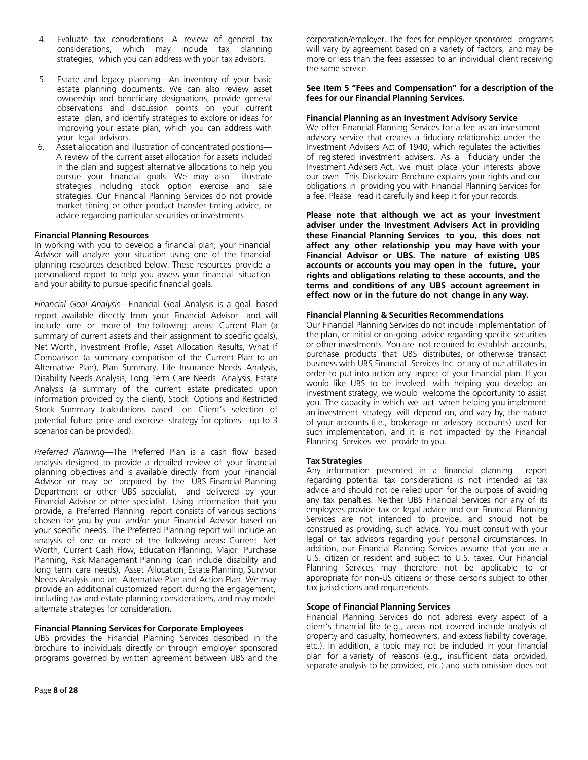4. Evaluate tax considerations—A review of general tax considerations, which may include tax planning strategies, which you can address with your tax advisors.

5. Estate and legacy planning—An inventory of your basic estate planning documents. We can also review asset ownership and beneficiary designations, provide general observations and discussion points on your current estate plan, and identify strategies to explore or ideas for improving your estate plan, which you can address with your legal advisors.

6. Asset allocation and illustration of concentrated positions—A review of the current asset allocation for assets included in the plan and suggest alternative allocations to help you pursue your financial goals. We may also illustrate strategies including stock option exercise and sale strategies. Our Financial Planning Services do not provide market timing or other product transfer timing advice, or advice regarding particular securities or investments.

**Financial Planning Resources**

In working with you to develop a financial plan, your Financial Advisor will analyze your situation using one of the financial planning resources described below. These resources provide a personalized report to help you assess your financial situation and your ability to pursue specific financial goals.

*Financial Goal Analysis*—Financial Goal Analysis is a goal based report available directly from your Financial Advisor and will include one or more of the following areas: Current Plan (a summary of current assets and their assignment to specific goals), Net Worth, Investment Profile, Asset Allocation Results, What If Comparison (a summary comparison of the Current Plan to an Alternative Plan), Plan Summary, Life Insurance Needs Analysis, Disability Needs Analysis, Long Term Care Needs Analysis, Estate Analysis (a summary of the current estate predicated upon information provided by the client), Stock Options and Restricted Stock Summary (calculations based on Client's selection of potential future price and exercise strategy for options—up to 3 scenarios can be provided).

*Preferred Planning*—The Preferred Plan is a cash flow based analysis designed to provide a detailed review of your financial planning objectives and is available directly from your Financial Advisor or may be prepared by the UBS Financial Planning Department or other UBS specialist, and delivered by your Financial Advisor or other specialist. Using information that you provide, a Preferred Planning report consists of various sections chosen for you by you and/or your Financial Advisor based on your specific needs. The Preferred Planning report will include an analysis of one or more of the following areas**:** Current Net Worth, Current Cash Flow, Education Planning, Major Purchase Planning, Risk Management Planning (can include disability and long term care needs), Asset Allocation, Estate Planning, Survivor Needs Analysis and an Alternative Plan and Action Plan. We may provide an additional customized report during the engagement, including tax and estate planning considerations, and may model alternate strategies for consideration.

**Financial Planning Services for Corporate Employees**

UBS provides the Financial Planning Services described in the brochure to individuals directly or through employer sponsored programs governed by written agreement between UBS and the corporation/employer. The fees for employer sponsored programs will vary by agreement based on a variety of factors, and may be more or less than the fees assessed to an individual client receiving the same service.

**See Item 5 "Fees and Compensation" for a description of the fees for our Financial Planning Services.**

**Financial Planning as an Investment Advisory Service**

We offer Financial Planning Services for a fee as an investment advisory service that creates a fiduciary relationship under the Investment Advisers Act of 1940, which regulates the activities of registered investment advisers. As a fiduciary under the Investment Advisers Act, we must place your interests above our own. This Disclosure Brochure explains your rights and our obligations in providing you with Financial Planning Services for a fee. Please read it carefully and keep it for your records.

**Please note that although we act as your investment adviser under the Investment Advisers Act in providing these Financial Planning Services to you, this does not affect any other relationship you may have with your Financial Advisor or UBS. The nature of existing UBS accounts or accounts you may open in the future, your rights and obligations relating to these accounts, and the terms and conditions of any UBS account agreement in effect now or in the future do not change in any way.**

**Financial Planning & Securities Recommendations**

Our Financial Planning Services do not include implementation of the plan, or initial or on-going advice regarding specific securities or other investments. You are not required to establish accounts, purchase products that UBS distributes, or otherwise transact business with UBS Financial Services Inc. or any of our affiliates in order to put into action any aspect of your financial plan. If you would like UBS to be involved with helping you develop an investment strategy, we would welcome the opportunity to assist you. The capacity in which we act when helping you implement an investment strategy will depend on, and vary by, the nature of your accounts (i.e., brokerage or advisory accounts) used for such implementation, and it is not impacted by the Financial Planning Services we provide to you.

**Tax Strategies**

Any information presented in a financial planning report regarding potential tax considerations is not intended as tax advice and should not be relied upon for the purpose of avoiding any tax penalties. Neither UBS Financial Services nor any of its employees provide tax or legal advice and our Financial Planning Services are not intended to provide, and should not be construed as providing, such advice. You must consult with your legal or tax advisors regarding your personal circumstances. In addition, our Financial Planning Services assume that you are a U.S. citizen or resident and subject to U.S. taxes. Our Financial Planning Services may therefore not be applicable to or appropriate for non-US citizens or those persons subject to other tax jurisdictions and requirements.

**Scope of Financial Planning Services**

Financial Planning Services do not address every aspect of a client's financial life (e.g., areas not covered include analysis of property and casualty, homeowners, and excess liability coverage, etc.). In addition, a topic may not be included in your financial plan for a variety of reasons (e.g., insufficient data provided, separate analysis to be provided, etc.) and such omission does not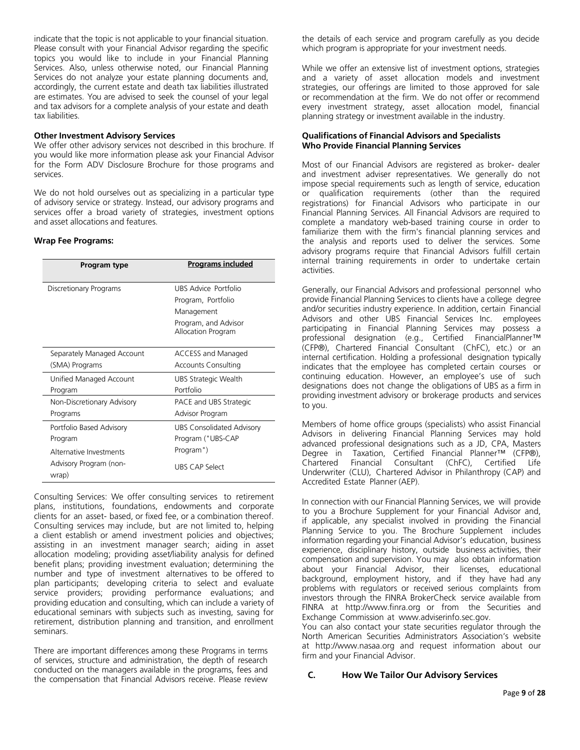indicate that the topic is not applicable to your financial situation. Please consult with your Financial Advisor regarding the specific topics you would like to include in your Financial Planning Services. Also, unless otherwise noted, our Financial Planning Services do not analyze your estate planning documents and, accordingly, the current estate and death tax liabilities illustrated are estimates. You are advised to seek the counsel of your legal and tax advisors for a complete analysis of your estate and death tax liabilities.

**Other Investment Advisory Services**

We offer other advisory services not described in this brochure. If you would like more information please ask your Financial Advisor for the Form ADV Disclosure Brochure for those programs and services.

We do not hold ourselves out as specializing in a particular type of advisory service or strategy. Instead, our advisory programs and services offer a broad variety of strategies, investment options and asset allocations and features.

**Wrap Fee Programs:**

| Program type | Programs included |
|---|---|
| Discretionary Programs | UBS Advice Portfolio Program, Portfolio Management Program, and Advisor Allocation Program |
| Separately Managed Account (SMA) Programs | ACCESS and Managed Accounts Consulting |
| Unified Managed Account Program | UBS Strategic Wealth Portfolio |
| Non-Discretionary Advisory Programs | PACE and UBS Strategic Advisor Program |
| Portfolio Based Advisory Program | UBS Consolidated Advisory Program ("UBS-CAP Program") |
| Alternative Investments Advisory Program (non-wrap) | UBS CAP Select |

Consulting Services: We offer consulting services to retirement plans, institutions, foundations, endowments and corporate clients for an asset- based, or fixed fee, or a combination thereof. Consulting services may include, but are not limited to, helping a client establish or amend investment policies and objectives; assisting in an investment manager search; aiding in asset allocation modeling; providing asset/liability analysis for defined benefit plans; providing investment evaluation; determining the number and type of investment alternatives to be offered to plan participants; developing criteria to select and evaluate service providers; providing performance evaluations; and providing education and consulting, which can include a variety of educational seminars with subjects such as investing, saving for retirement, distribution planning and transition, and enrollment seminars.

There are important differences among these Programs in terms of services, structure and administration, the depth of research conducted on the managers available in the programs, fees and the compensation that Financial Advisors receive. Please review the details of each service and program carefully as you decide which program is appropriate for your investment needs.

While we offer an extensive list of investment options, strategies and a variety of asset allocation models and investment strategies, our offerings are limited to those approved for sale or recommendation at the firm. We do not offer or recommend every investment strategy, asset allocation model, financial planning strategy or investment available in the industry.

**Qualifications of Financial Advisors and Specialists Who Provide Financial Planning Services**

Most of our Financial Advisors are registered as broker- dealer and investment adviser representatives. We generally do not impose special requirements such as length of service, education or qualification requirements (other than the required registrations) for Financial Advisors who participate in our Financial Planning Services. All Financial Advisors are required to complete a mandatory web-based training course in order to familiarize them with the firm's financial planning services and the analysis and reports used to deliver the services. Some advisory programs require that Financial Advisors fulfill certain internal training requirements in order to undertake certain activities.

Generally, our Financial Advisors and professional personnel who provide Financial Planning Services to clients have a college degree and/or securities industry experience. In addition, certain Financial Advisors and other UBS Financial Services Inc. employees participating in Financial Planning Services may possess a professional designation (e.g., Certified FinancialPlanner™ (CFP®), Chartered Financial Consultant (ChFC), etc.) or an internal certification. Holding a professional designation typically indicates that the employee has completed certain courses or continuing education. However, an employee's use of such designations does not change the obligations of UBS as a firm in providing investment advisory or brokerage products and services to you.

Members of home office groups (specialists) who assist Financial Advisors in delivering Financial Planning Services may hold advanced professional designations such as a JD, CPA, Masters Degree in Taxation, Certified Financial Planner™ (CFP®), Chartered Financial Consultant (ChFC), Certified Life Underwriter (CLU), Chartered Advisor in Philanthropy (CAP) and Accredited Estate Planner (AEP).

In connection with our Financial Planning Services, we will provide to you a Brochure Supplement for your Financial Advisor and, if applicable, any specialist involved in providing the Financial Planning Service to you. The Brochure Supplement includes information regarding your Financial Advisor's education, business experience, disciplinary history, outside business activities, their compensation and supervision. You may also obtain information about your Financial Advisor, their licenses, educational background, employment history, and if they have had any problems with regulators or received serious complaints from investors through the FINRA BrokerCheck service available from FINRA at http://www.finra.org or from the Securities and Exchange Commission at www.adviserinfo.sec.gov.

You can also contact your state securities regulator through the North American Securities Administrators Association's website at http://www.nasaa.org and request information about our firm and your Financial Advisor.

## C. How We Tailor Our Advisory Services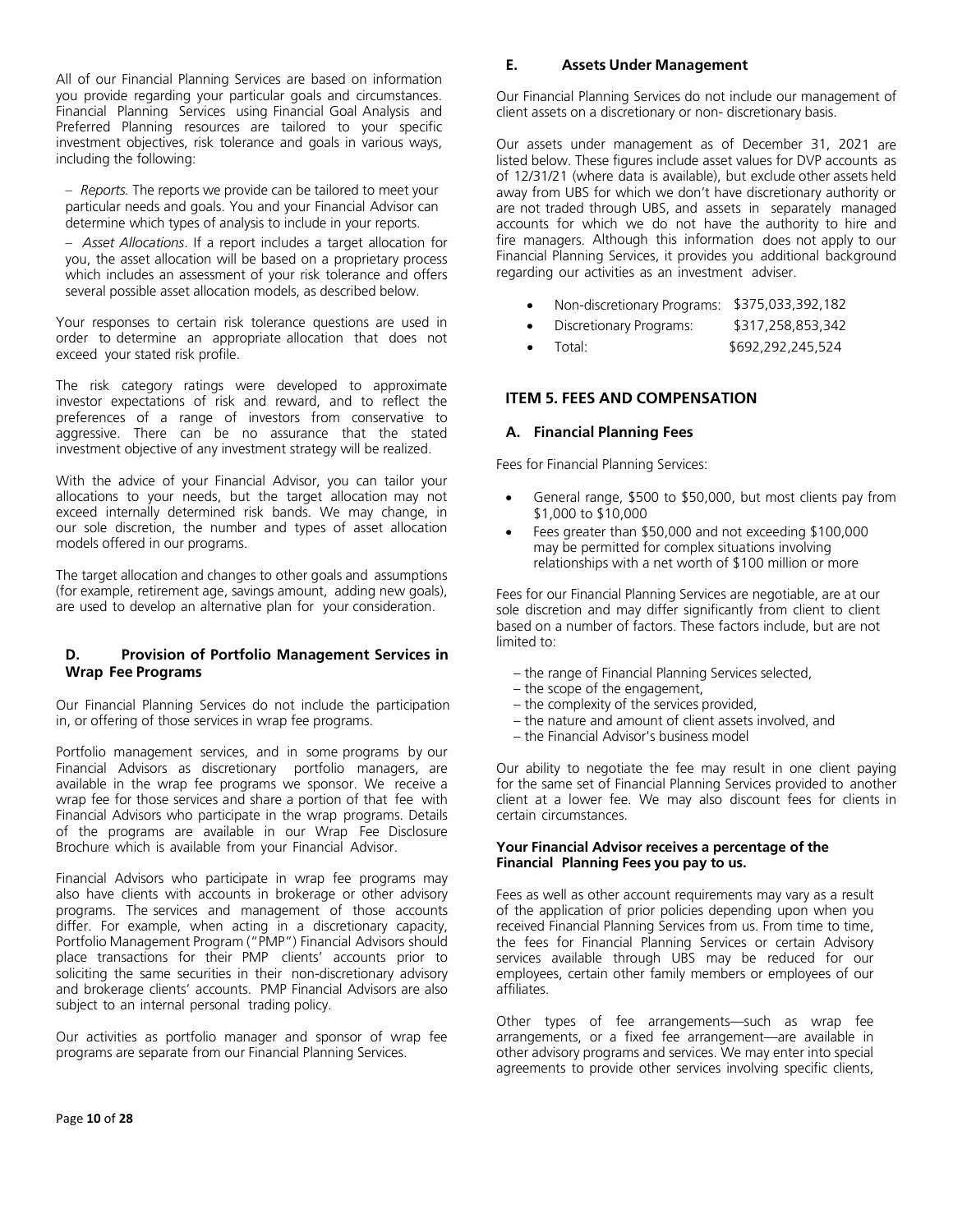All of our Financial Planning Services are based on information you provide regarding your particular goals and circumstances. Financial Planning Services using Financial Goal Analysis and Preferred Planning resources are tailored to your specific investment objectives, risk tolerance and goals in various ways, including the following:

- *Reports.* The reports we provide can be tailored to meet your particular needs and goals. You and your Financial Advisor can determine which types of analysis to include in your reports.
- *Asset Allocations*. If a report includes a target allocation for you, the asset allocation will be based on a proprietary process which includes an assessment of your risk tolerance and offers several possible asset allocation models, as described below.

Your responses to certain risk tolerance questions are used in order to determine an appropriate allocation that does not exceed your stated risk profile.

The risk category ratings were developed to approximate investor expectations of risk and reward, and to reflect the preferences of a range of investors from conservative to aggressive. There can be no assurance that the stated investment objective of any investment strategy will be realized.

With the advice of your Financial Advisor, you can tailor your allocations to your needs, but the target allocation may not exceed internally determined risk bands. We may change, in our sole discretion, the number and types of asset allocation models offered in our programs.

The target allocation and changes to other goals and assumptions (for example, retirement age, savings amount, adding new goals), are used to develop an alternative plan for your consideration.

### D. Provision of Portfolio Management Services in Wrap Fee Programs

Our Financial Planning Services do not include the participation in, or offering of those services in wrap fee programs.

Portfolio management services, and in some programs by our Financial Advisors as discretionary portfolio managers, are available in the wrap fee programs we sponsor. We receive a wrap fee for those services and share a portion of that fee with Financial Advisors who participate in the wrap programs. Details of the programs are available in our Wrap Fee Disclosure Brochure which is available from your Financial Advisor.

Financial Advisors who participate in wrap fee programs may also have clients with accounts in brokerage or other advisory programs. The services and management of those accounts differ. For example, when acting in a discretionary capacity, Portfolio Management Program ("PMP") Financial Advisors should place transactions for their PMP clients' accounts prior to soliciting the same securities in their non-discretionary advisory and brokerage clients' accounts. PMP Financial Advisors are also subject to an internal personal trading policy.

Our activities as portfolio manager and sponsor of wrap fee programs are separate from our Financial Planning Services.

### E. Assets Under Management

Our Financial Planning Services do not include our management of client assets on a discretionary or non- discretionary basis.

Our assets under management as of December 31, 2021 are listed below. These figures include asset values for DVP accounts as of 12/31/21 (where data is available), but exclude other assets held away from UBS for which we don't have discretionary authority or are not traded through UBS, and assets in separately managed accounts for which we do not have the authority to hire and fire managers. Although this information does not apply to our Financial Planning Services, it provides you additional background regarding our activities as an investment adviser.

- Non-discretionary Programs: $375,033,392,182
- Discretionary Programs: $317,258,853,342
- Total: $692,292,245,524

## ITEM 5. FEES AND COMPENSATION

### A. Financial Planning Fees

Fees for Financial Planning Services:

- General range, $500 to $50,000, but most clients pay from $1,000 to $10,000
- Fees greater than $50,000 and not exceeding $100,000 may be permitted for complex situations involving relationships with a net worth of $100 million or more

Fees for our Financial Planning Services are negotiable, are at our sole discretion and may differ significantly from client to client based on a number of factors. These factors include, but are not limited to:

- the range of Financial Planning Services selected,
- the scope of the engagement,
- the complexity of the services provided,
- the nature and amount of client assets involved, and
- the Financial Advisor's business model

Our ability to negotiate the fee may result in one client paying for the same set of Financial Planning Services provided to another client at a lower fee. We may also discount fees for clients in certain circumstances.

**Your Financial Advisor receives a percentage of the Financial Planning Fees you pay to us.**

Fees as well as other account requirements may vary as a result of the application of prior policies depending upon when you received Financial Planning Services from us. From time to time, the fees for Financial Planning Services or certain Advisory services available through UBS may be reduced for our employees, certain other family members or employees of our affiliates.

Other types of fee arrangements—such as wrap fee arrangements, or a fixed fee arrangement—are available in other advisory programs and services. We may enter into special agreements to provide other services involving specific clients,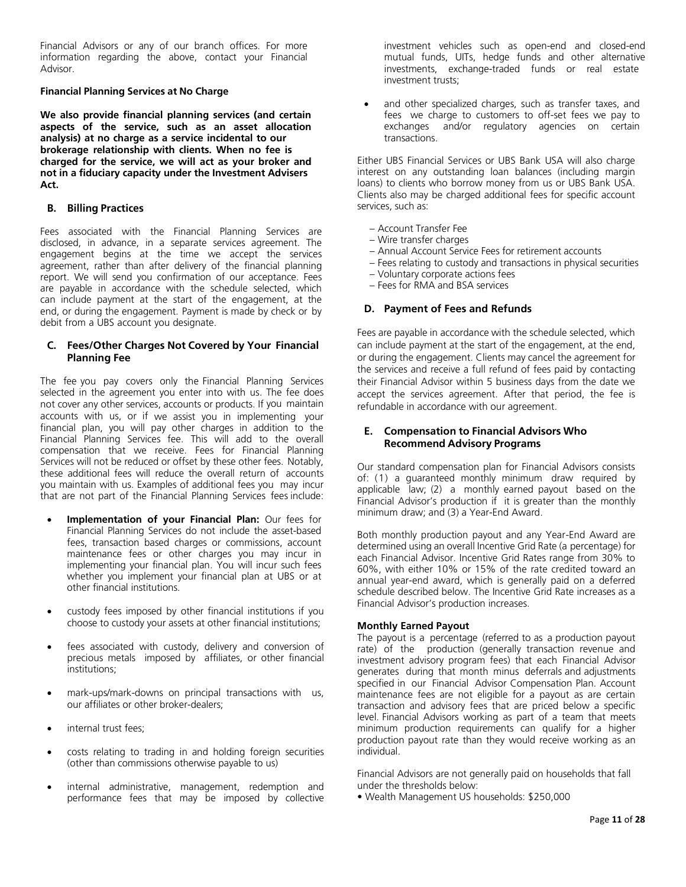Financial Advisors or any of our branch offices. For more information regarding the above, contact your Financial Advisor.

**Financial Planning Services at No Charge**

**We also provide financial planning services (and certain aspects of the service, such as an asset allocation analysis) at no charge as a service incidental to our brokerage relationship with clients. When no fee is charged for the service, we will act as your broker and not in a fiduciary capacity under the Investment Advisers Act.**

### B. Billing Practices

Fees associated with the Financial Planning Services are disclosed, in advance, in a separate services agreement. The engagement begins at the time we accept the services agreement, rather than after delivery of the financial planning report. We will send you confirmation of our acceptance. Fees are payable in accordance with the schedule selected, which can include payment at the start of the engagement, at the end, or during the engagement. Payment is made by check or by debit from a UBS account you designate.

### C. Fees/Other Charges Not Covered by Your Financial Planning Fee

The fee you pay covers only the Financial Planning Services selected in the agreement you enter into with us. The fee does not cover any other services, accounts or products. If you maintain accounts with us, or if we assist you in implementing your financial plan, you will pay other charges in addition to the Financial Planning Services fee. This will add to the overall compensation that we receive. Fees for Financial Planning Services will not be reduced or offset by these other fees. Notably, these additional fees will reduce the overall return of accounts you maintain with us. Examples of additional fees you may incur that are not part of the Financial Planning Services fees include:

- **Implementation of your Financial Plan:** Our fees for Financial Planning Services do not include the asset-based fees, transaction based charges or commissions, account maintenance fees or other charges you may incur in implementing your financial plan. You will incur such fees whether you implement your financial plan at UBS or at other financial institutions.
- custody fees imposed by other financial institutions if you choose to custody your assets at other financial institutions;
- fees associated with custody, delivery and conversion of precious metals imposed by affiliates, or other financial institutions;
- mark-ups/mark-downs on principal transactions with us, our affiliates or other broker-dealers;
- internal trust fees;
- costs relating to trading in and holding foreign securities (other than commissions otherwise payable to us)
- internal administrative, management, redemption and performance fees that may be imposed by collective investment vehicles such as open-end and closed-end mutual funds, UITs, hedge funds and other alternative investments, exchange-traded funds or real estate investment trusts;
- and other specialized charges, such as transfer taxes, and fees we charge to customers to off-set fees we pay to exchanges and/or regulatory agencies on certain transactions.

Either UBS Financial Services or UBS Bank USA will also charge interest on any outstanding loan balances (including margin loans) to clients who borrow money from us or UBS Bank USA. Clients also may be charged additional fees for specific account services, such as:

- Account Transfer Fee
- Wire transfer charges
- Annual Account Service Fees for retirement accounts
- Fees relating to custody and transactions in physical securities
- Voluntary corporate actions fees
- Fees for RMA and BSA services

### D. Payment of Fees and Refunds

Fees are payable in accordance with the schedule selected, which can include payment at the start of the engagement, at the end, or during the engagement. Clients may cancel the agreement for the services and receive a full refund of fees paid by contacting their Financial Advisor within 5 business days from the date we accept the services agreement. After that period, the fee is refundable in accordance with our agreement.

### E. Compensation to Financial Advisors Who Recommend Advisory Programs

Our standard compensation plan for Financial Advisors consists of: (1) a guaranteed monthly minimum draw required by applicable law; (2) a monthly earned payout based on the Financial Advisor's production if it is greater than the monthly minimum draw; and (3) a Year-End Award.

Both monthly production payout and any Year-End Award are determined using an overall Incentive Grid Rate (a percentage) for each Financial Advisor. Incentive Grid Rates range from 30% to 60%, with either 10% or 15% of the rate credited toward an annual year-end award, which is generally paid on a deferred schedule described below. The Incentive Grid Rate increases as a Financial Advisor's production increases.

**Monthly Earned Payout**

The payout is a percentage (referred to as a production payout rate) of the production (generally transaction revenue and investment advisory program fees) that each Financial Advisor generates during that month minus deferrals and adjustments specified in our Financial Advisor Compensation Plan. Account maintenance fees are not eligible for a payout as are certain transaction and advisory fees that are priced below a specific level. Financial Advisors working as part of a team that meets minimum production requirements can qualify for a higher production payout rate than they would receive working as an individual.

Financial Advisors are not generally paid on households that fall under the thresholds below:

- Wealth Management US households: $250,000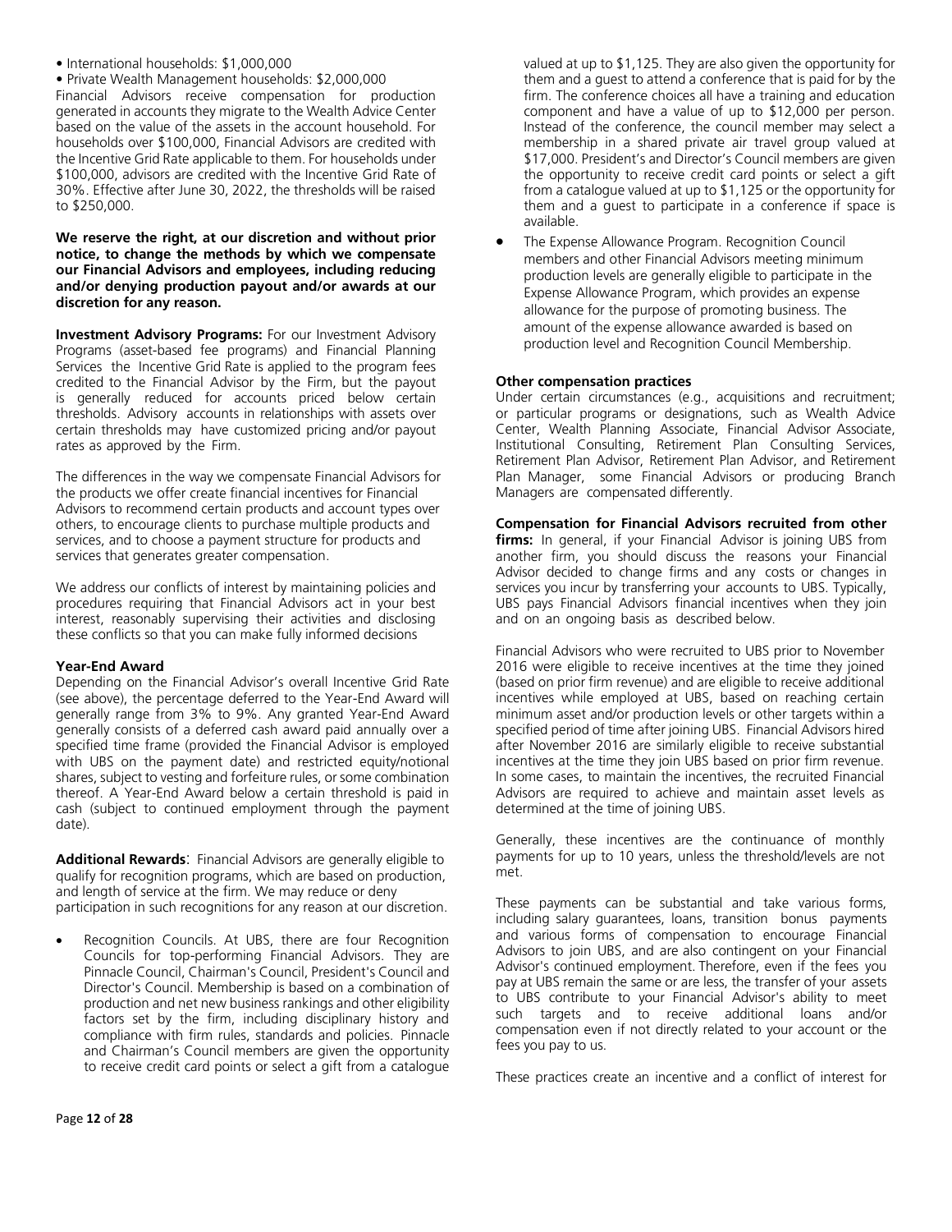- International households: $1,000,000
- Private Wealth Management households: $2,000,000

Financial Advisors receive compensation for production generated in accounts they migrate to the Wealth Advice Center based on the value of the assets in the account household. For households over $100,000, Financial Advisors are credited with the Incentive Grid Rate applicable to them. For households under $100,000, advisors are credited with the Incentive Grid Rate of 30%. Effective after June 30, 2022, the thresholds will be raised to $250,000.

**We reserve the right, at our discretion and without prior notice, to change the methods by which we compensate our Financial Advisors and employees, including reducing and/or denying production payout and/or awards at our discretion for any reason.**

**Investment Advisory Programs:** For our Investment Advisory Programs (asset-based fee programs) and Financial Planning Services the Incentive Grid Rate is applied to the program fees credited to the Financial Advisor by the Firm, but the payout is generally reduced for accounts priced below certain thresholds. Advisory accounts in relationships with assets over certain thresholds may have customized pricing and/or payout rates as approved by the Firm.

The differences in the way we compensate Financial Advisors for the products we offer create financial incentives for Financial Advisors to recommend certain products and account types over others, to encourage clients to purchase multiple products and services, and to choose a payment structure for products and services that generates greater compensation.

We address our conflicts of interest by maintaining policies and procedures requiring that Financial Advisors act in your best interest, reasonably supervising their activities and disclosing these conflicts so that you can make fully informed decisions

**Year-End Award**

Depending on the Financial Advisor's overall Incentive Grid Rate (see above), the percentage deferred to the Year-End Award will generally range from 3% to 9%. Any granted Year-End Award generally consists of a deferred cash award paid annually over a specified time frame (provided the Financial Advisor is employed with UBS on the payment date) and restricted equity/notional shares, subject to vesting and forfeiture rules, or some combination thereof. A Year-End Award below a certain threshold is paid in cash (subject to continued employment through the payment date).

**Additional Rewards**: Financial Advisors are generally eligible to qualify for recognition programs, which are based on production, and length of service at the firm. We may reduce or deny participation in such recognitions for any reason at our discretion.

- Recognition Councils. At UBS, there are four Recognition Councils for top-performing Financial Advisors. They are Pinnacle Council, Chairman's Council, President's Council and Director's Council. Membership is based on a combination of production and net new business rankings and other eligibility factors set by the firm, including disciplinary history and compliance with firm rules, standards and policies. Pinnacle and Chairman's Council members are given the opportunity to receive credit card points or select a gift from a catalogue valued at up to $1,125. They are also given the opportunity for them and a guest to attend a conference that is paid for by the firm. The conference choices all have a training and education component and have a value of up to $12,000 per person. Instead of the conference, the council member may select a membership in a shared private air travel group valued at $17,000. President's and Director's Council members are given the opportunity to receive credit card points or select a gift from a catalogue valued at up to $1,125 or the opportunity for them and a guest to participate in a conference if space is available.
- The Expense Allowance Program. Recognition Council members and other Financial Advisors meeting minimum production levels are generally eligible to participate in the Expense Allowance Program, which provides an expense allowance for the purpose of promoting business. The amount of the expense allowance awarded is based on production level and Recognition Council Membership.

**Other compensation practices**

Under certain circumstances (e.g., acquisitions and recruitment; or particular programs or designations, such as Wealth Advice Center, Wealth Planning Associate, Financial Advisor Associate, Institutional Consulting, Retirement Plan Consulting Services, Retirement Plan Advisor, Retirement Plan Advisor, and Retirement Plan Manager, some Financial Advisors or producing Branch Managers are compensated differently.

**Compensation for Financial Advisors recruited from other firms:** In general, if your Financial Advisor is joining UBS from another firm, you should discuss the reasons your Financial Advisor decided to change firms and any costs or changes in services you incur by transferring your accounts to UBS. Typically, UBS pays Financial Advisors financial incentives when they join and on an ongoing basis as described below.

Financial Advisors who were recruited to UBS prior to November 2016 were eligible to receive incentives at the time they joined (based on prior firm revenue) and are eligible to receive additional incentives while employed at UBS, based on reaching certain minimum asset and/or production levels or other targets within a specified period of time after joining UBS. Financial Advisors hired after November 2016 are similarly eligible to receive substantial incentives at the time they join UBS based on prior firm revenue. In some cases, to maintain the incentives, the recruited Financial Advisors are required to achieve and maintain asset levels as determined at the time of joining UBS.

Generally, these incentives are the continuance of monthly payments for up to 10 years, unless the threshold/levels are not met.

These payments can be substantial and take various forms, including salary guarantees, loans, transition bonus payments and various forms of compensation to encourage Financial Advisors to join UBS, and are also contingent on your Financial Advisor's continued employment. Therefore, even if the fees you pay at UBS remain the same or are less, the transfer of your assets to UBS contribute to your Financial Advisor's ability to meet such targets and to receive additional loans and/or compensation even if not directly related to your account or the fees you pay to us.

These practices create an incentive and a conflict of interest for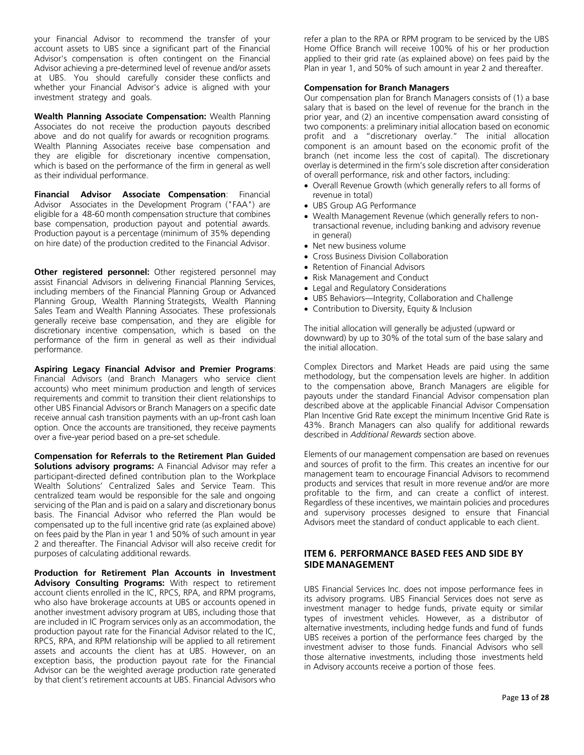your Financial Advisor to recommend the transfer of your account assets to UBS since a significant part of the Financial Advisor's compensation is often contingent on the Financial Advisor achieving a pre-determined level of revenue and/or assets at UBS. You should carefully consider these conflicts and whether your Financial Advisor's advice is aligned with your investment strategy and goals.

**Wealth Planning Associate Compensation:** Wealth Planning Associates do not receive the production payouts described above and do not qualify for awards or recognition programs. Wealth Planning Associates receive base compensation and they are eligible for discretionary incentive compensation, which is based on the performance of the firm in general as well as their individual performance.

**Financial Advisor Associate Compensation**: Financial Advisor Associates in the Development Program ("FAA") are eligible for a 48-60 month compensation structure that combines base compensation, production payout and potential awards. Production payout is a percentage (minimum of 35% depending on hire date) of the production credited to the Financial Advisor.

**Other registered personnel:** Other registered personnel may assist Financial Advisors in delivering Financial Planning Services, including members of the Financial Planning Group or Advanced Planning Group, Wealth Planning Strategists, Wealth Planning Sales Team and Wealth Planning Associates. These professionals generally receive base compensation, and they are eligible for discretionary incentive compensation, which is based on the performance of the firm in general as well as their individual performance.

**Aspiring Legacy Financial Advisor and Premier Programs**: Financial Advisors (and Branch Managers who service client accounts) who meet minimum production and length of services requirements and commit to transition their client relationships to other UBS Financial Advisors or Branch Managers on a specific date receive annual cash transition payments with an up-front cash loan option. Once the accounts are transitioned, they receive payments over a five-year period based on a pre-set schedule.

**Compensation for Referrals to the Retirement Plan Guided Solutions advisory programs:** A Financial Advisor may refer a participant-directed defined contribution plan to the Workplace Wealth Solutions' Centralized Sales and Service Team. This centralized team would be responsible for the sale and ongoing servicing of the Plan and is paid on a salary and discretionary bonus basis. The Financial Advisor who referred the Plan would be compensated up to the full incentive grid rate (as explained above) on fees paid by the Plan in year 1 and 50% of such amount in year 2 and thereafter. The Financial Advisor will also receive credit for purposes of calculating additional rewards.

**Production for Retirement Plan Accounts in Investment Advisory Consulting Programs:** With respect to retirement account clients enrolled in the IC, RPCS, RPA, and RPM programs, who also have brokerage accounts at UBS or accounts opened in another investment advisory program at UBS, including those that are included in IC Program services only as an accommodation, the production payout rate for the Financial Advisor related to the IC, RPCS, RPA, and RPM relationship will be applied to all retirement assets and accounts the client has at UBS. However, on an exception basis, the production payout rate for the Financial Advisor can be the weighted average production rate generated by that client's retirement accounts at UBS. Financial Advisors who refer a plan to the RPA or RPM program to be serviced by the UBS Home Office Branch will receive 100% of his or her production applied to their grid rate (as explained above) on fees paid by the Plan in year 1, and 50% of such amount in year 2 and thereafter.

**Compensation for Branch Managers**

Our compensation plan for Branch Managers consists of (1) a base salary that is based on the level of revenue for the branch in the prior year, and (2) an incentive compensation award consisting of two components: a preliminary initial allocation based on economic profit and a "discretionary overlay." The initial allocation component is an amount based on the economic profit of the branch (net income less the cost of capital). The discretionary overlay is determined in the firm's sole discretion after consideration of overall performance, risk and other factors, including:

- Overall Revenue Growth (which generally refers to all forms of revenue in total)
- UBS Group AG Performance
- Wealth Management Revenue (which generally refers to non-transactional revenue, including banking and advisory revenue in general)
- Net new business volume
- Cross Business Division Collaboration
- Retention of Financial Advisors
- Risk Management and Conduct
- Legal and Regulatory Considerations
- UBS Behaviors—Integrity, Collaboration and Challenge
- Contribution to Diversity, Equity & Inclusion

The initial allocation will generally be adjusted (upward or downward) by up to 30% of the total sum of the base salary and the initial allocation.

Complex Directors and Market Heads are paid using the same methodology, but the compensation levels are higher. In addition to the compensation above, Branch Managers are eligible for payouts under the standard Financial Advisor compensation plan described above at the applicable Financial Advisor Compensation Plan Incentive Grid Rate except the minimum Incentive Grid Rate is 43%. Branch Managers can also qualify for additional rewards described in *Additional Rewards* section above.

Elements of our management compensation are based on revenues and sources of profit to the firm. This creates an incentive for our management team to encourage Financial Advisors to recommend products and services that result in more revenue and/or are more profitable to the firm, and can create a conflict of interest. Regardless of these incentives, we maintain policies and procedures and supervisory processes designed to ensure that Financial Advisors meet the standard of conduct applicable to each client.

## ITEM 6. PERFORMANCE BASED FEES AND SIDE BY SIDE MANAGEMENT

UBS Financial Services Inc. does not impose performance fees in its advisory programs. UBS Financial Services does not serve as investment manager to hedge funds, private equity or similar types of investment vehicles. However, as a distributor of alternative investments, including hedge funds and fund of funds UBS receives a portion of the performance fees charged by the investment adviser to those funds. Financial Advisors who sell those alternative investments, including those investments held in Advisory accounts receive a portion of those fees.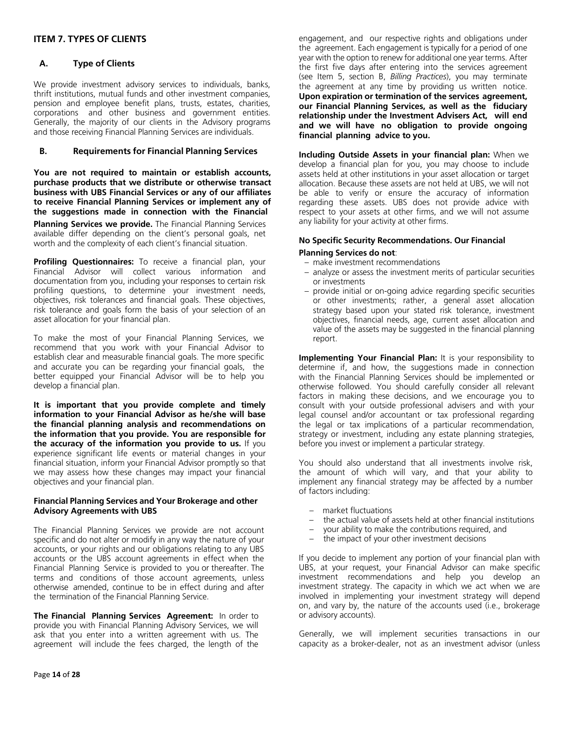## ITEM 7. TYPES OF CLIENTS

### A. Type of Clients

We provide investment advisory services to individuals, banks, thrift institutions, mutual funds and other investment companies, pension and employee benefit plans, trusts, estates, charities, corporations and other business and government entities. Generally, the majority of our clients in the Advisory programs and those receiving Financial Planning Services are individuals.

### B. Requirements for Financial Planning Services

**You are not required to maintain or establish accounts, purchase products that we distribute or otherwise transact business with UBS Financial Services or any of our affiliates to receive Financial Planning Services or implement any of the suggestions made in connection with the Financial Planning Services we provide.** The Financial Planning Services available differ depending on the client's personal goals, net worth and the complexity of each client's financial situation.

**Profiling Questionnaires:** To receive a financial plan, your Financial Advisor will collect various information and documentation from you, including your responses to certain risk profiling questions, to determine your investment needs, objectives, risk tolerances and financial goals. These objectives, risk tolerance and goals form the basis of your selection of an asset allocation for your financial plan.

To make the most of your Financial Planning Services, we recommend that you work with your Financial Advisor to establish clear and measurable financial goals. The more specific and accurate you can be regarding your financial goals, the better equipped your Financial Advisor will be to help you develop a financial plan.

**It is important that you provide complete and timely information to your Financial Advisor as he/she will base the financial planning analysis and recommendations on the information that you provide. You are responsible for the accuracy of the information you provide to us.** If you experience significant life events or material changes in your financial situation, inform your Financial Advisor promptly so that we may assess how these changes may impact your financial objectives and your financial plan.

**Financial Planning Services and Your Brokerage and other Advisory Agreements with UBS**

The Financial Planning Services we provide are not account specific and do not alter or modify in any way the nature of your accounts, or your rights and our obligations relating to any UBS accounts or the UBS account agreements in effect when the Financial Planning Service is provided to you or thereafter. The terms and conditions of those account agreements, unless otherwise amended, continue to be in effect during and after the termination of the Financial Planning Service.

**The Financial Planning Services Agreement:** In order to provide you with Financial Planning Advisory Services, we will ask that you enter into a written agreement with us. The agreement will include the fees charged, the length of the engagement, and our respective rights and obligations under the agreement. Each engagement is typically for a period of one year with the option to renew for additional one year terms. After the first five days after entering into the services agreement (see Item 5, section B, *Billing Practices*), you may terminate the agreement at any time by providing us written notice. **Upon expiration or termination of the services agreement, our Financial Planning Services, as well as the fiduciary relationship under the Investment Advisers Act, will end and we will have no obligation to provide ongoing financial planning advice to you.**

**Including Outside Assets in your financial plan:** When we develop a financial plan for you, you may choose to include assets held at other institutions in your asset allocation or target allocation. Because these assets are not held at UBS, we will not be able to verify or ensure the accuracy of information regarding these assets. UBS does not provide advice with respect to your assets at other firms, and we will not assume any liability for your activity at other firms.

**No Specific Security Recommendations. Our Financial Planning Services do not**:

- make investment recommendations
- analyze or assess the investment merits of particular securities or investments
- provide initial or on-going advice regarding specific securities or other investments; rather, a general asset allocation strategy based upon your stated risk tolerance, investment objectives, financial needs, age, current asset allocation and value of the assets may be suggested in the financial planning report.

**Implementing Your Financial Plan:** It is your responsibility to determine if, and how, the suggestions made in connection with the Financial Planning Services should be implemented or otherwise followed. You should carefully consider all relevant factors in making these decisions, and we encourage you to consult with your outside professional advisers and with your legal counsel and/or accountant or tax professional regarding the legal or tax implications of a particular recommendation, strategy or investment, including any estate planning strategies, before you invest or implement a particular strategy.

You should also understand that all investments involve risk, the amount of which will vary, and that your ability to implement any financial strategy may be affected by a number of factors including:

- market fluctuations
- the actual value of assets held at other financial institutions
- your ability to make the contributions required, and
- the impact of your other investment decisions

If you decide to implement any portion of your financial plan with UBS, at your request, your Financial Advisor can make specific investment recommendations and help you develop an investment strategy. The capacity in which we act when we are involved in implementing your investment strategy will depend on, and vary by, the nature of the accounts used (i.e., brokerage or advisory accounts).

Generally, we will implement securities transactions in our capacity as a broker-dealer, not as an investment advisor (unless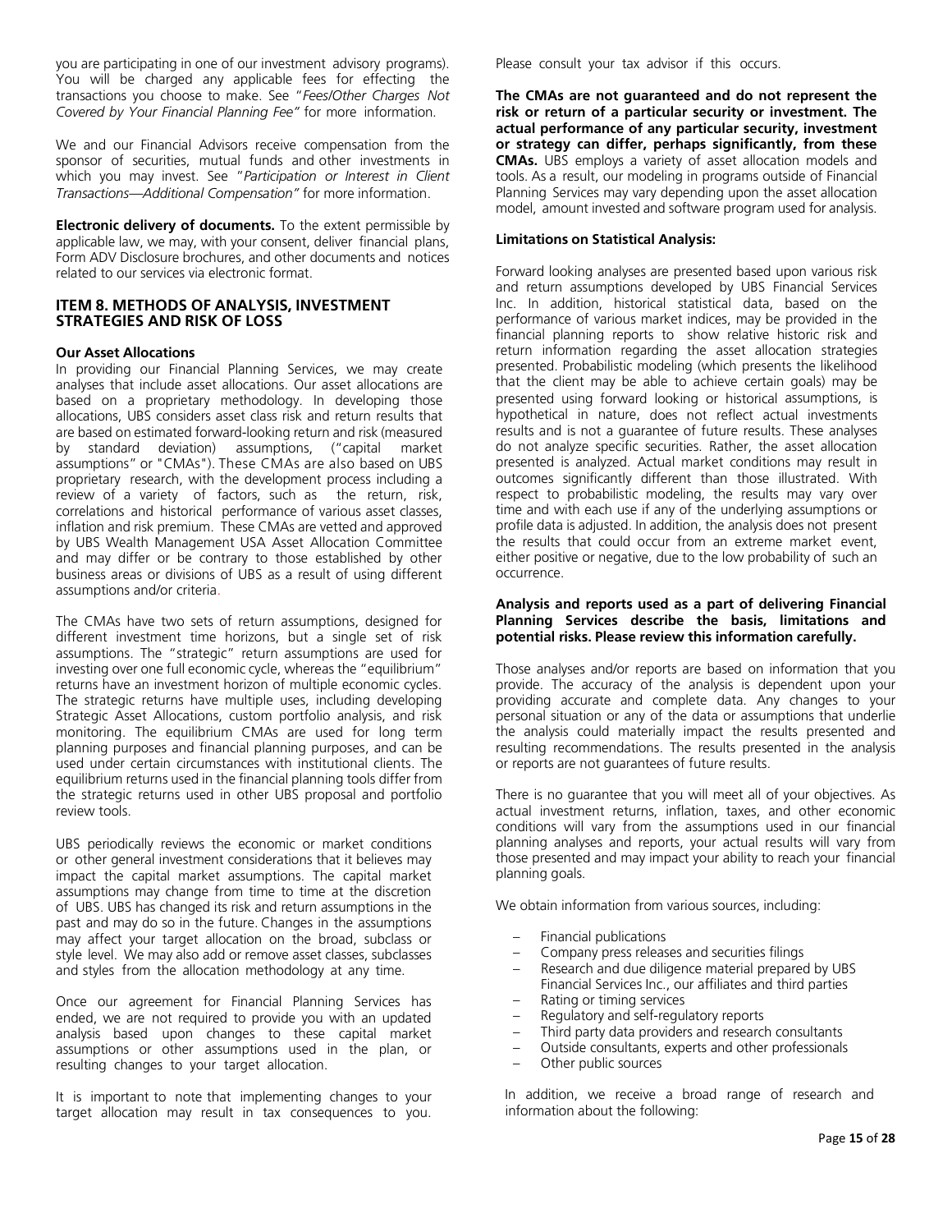you are participating in one of our investment advisory programs). You will be charged any applicable fees for effecting the transactions you choose to make. See "*Fees/Other Charges Not Covered by Your Financial Planning Fee*" for more information.

We and our Financial Advisors receive compensation from the sponsor of securities, mutual funds and other investments in which you may invest. See "*Participation or Interest in Client Transactions—Additional Compensation*" for more information.

**Electronic delivery of documents.** To the extent permissible by applicable law, we may, with your consent, deliver financial plans, Form ADV Disclosure brochures, and other documents and notices related to our services via electronic format.

## ITEM 8. METHODS OF ANALYSIS, INVESTMENT STRATEGIES AND RISK OF LOSS

### Our Asset Allocations

In providing our Financial Planning Services, we may create analyses that include asset allocations. Our asset allocations are based on a proprietary methodology. In developing those allocations, UBS considers asset class risk and return results that are based on estimated forward-looking return and risk (measured by standard deviation) assumptions, ("capital market assumptions" or "CMAs"). These CMAs are also based on UBS proprietary research, with the development process including a review of a variety of factors, such as the return, risk, correlations and historical performance of various asset classes, inflation and risk premium. These CMAs are vetted and approved by UBS Wealth Management USA Asset Allocation Committee and may differ or be contrary to those established by other business areas or divisions of UBS as a result of using different assumptions and/or criteria.

The CMAs have two sets of return assumptions, designed for different investment time horizons, but a single set of risk assumptions. The "strategic" return assumptions are used for investing over one full economic cycle, whereas the "equilibrium" returns have an investment horizon of multiple economic cycles. The strategic returns have multiple uses, including developing Strategic Asset Allocations, custom portfolio analysis, and risk monitoring. The equilibrium CMAs are used for long term planning purposes and financial planning purposes, and can be used under certain circumstances with institutional clients. The equilibrium returns used in the financial planning tools differ from the strategic returns used in other UBS proposal and portfolio review tools.

UBS periodically reviews the economic or market conditions or other general investment considerations that it believes may impact the capital market assumptions. The capital market assumptions may change from time to time at the discretion of UBS. UBS has changed its risk and return assumptions in the past and may do so in the future. Changes in the assumptions may affect your target allocation on the broad, subclass or style level. We may also add or remove asset classes, subclasses and styles from the allocation methodology at any time.

Once our agreement for Financial Planning Services has ended, we are not required to provide you with an updated analysis based upon changes to these capital market assumptions or other assumptions used in the plan, or resulting changes to your target allocation.

It is important to note that implementing changes to your target allocation may result in tax consequences to you. Please consult your tax advisor if this occurs.

**The CMAs are not guaranteed and do not represent the risk or return of a particular security or investment. The actual performance of any particular security, investment or strategy can differ, perhaps significantly, from these CMAs.** UBS employs a variety of asset allocation models and tools. As a result, our modeling in programs outside of Financial Planning Services may vary depending upon the asset allocation model, amount invested and software program used for analysis.

**Limitations on Statistical Analysis:**

Forward looking analyses are presented based upon various risk and return assumptions developed by UBS Financial Services Inc. In addition, historical statistical data, based on the performance of various market indices, may be provided in the financial planning reports to show relative historic risk and return information regarding the asset allocation strategies presented. Probabilistic modeling (which presents the likelihood that the client may be able to achieve certain goals) may be presented using forward looking or historical assumptions, is hypothetical in nature, does not reflect actual investments results and is not a guarantee of future results. These analyses do not analyze specific securities. Rather, the asset allocation presented is analyzed. Actual market conditions may result in outcomes significantly different than those illustrated. With respect to probabilistic modeling, the results may vary over time and with each use if any of the underlying assumptions or profile data is adjusted. In addition, the analysis does not present the results that could occur from an extreme market event, either positive or negative, due to the low probability of such an occurrence.

**Analysis and reports used as a part of delivering Financial Planning Services describe the basis, limitations and potential risks. Please review this information carefully.**

Those analyses and/or reports are based on information that you provide. The accuracy of the analysis is dependent upon your providing accurate and complete data. Any changes to your personal situation or any of the data or assumptions that underlie the analysis could materially impact the results presented and resulting recommendations. The results presented in the analysis or reports are not guarantees of future results.

There is no guarantee that you will meet all of your objectives. As actual investment returns, inflation, taxes, and other economic conditions will vary from the assumptions used in our financial planning analyses and reports, your actual results will vary from those presented and may impact your ability to reach your financial planning goals.

We obtain information from various sources, including:

- Financial publications
- Company press releases and securities filings
- Research and due diligence material prepared by UBS Financial Services Inc., our affiliates and third parties
- Rating or timing services
- Regulatory and self-regulatory reports
- Third party data providers and research consultants
- Outside consultants, experts and other professionals
- Other public sources

In addition, we receive a broad range of research and information about the following: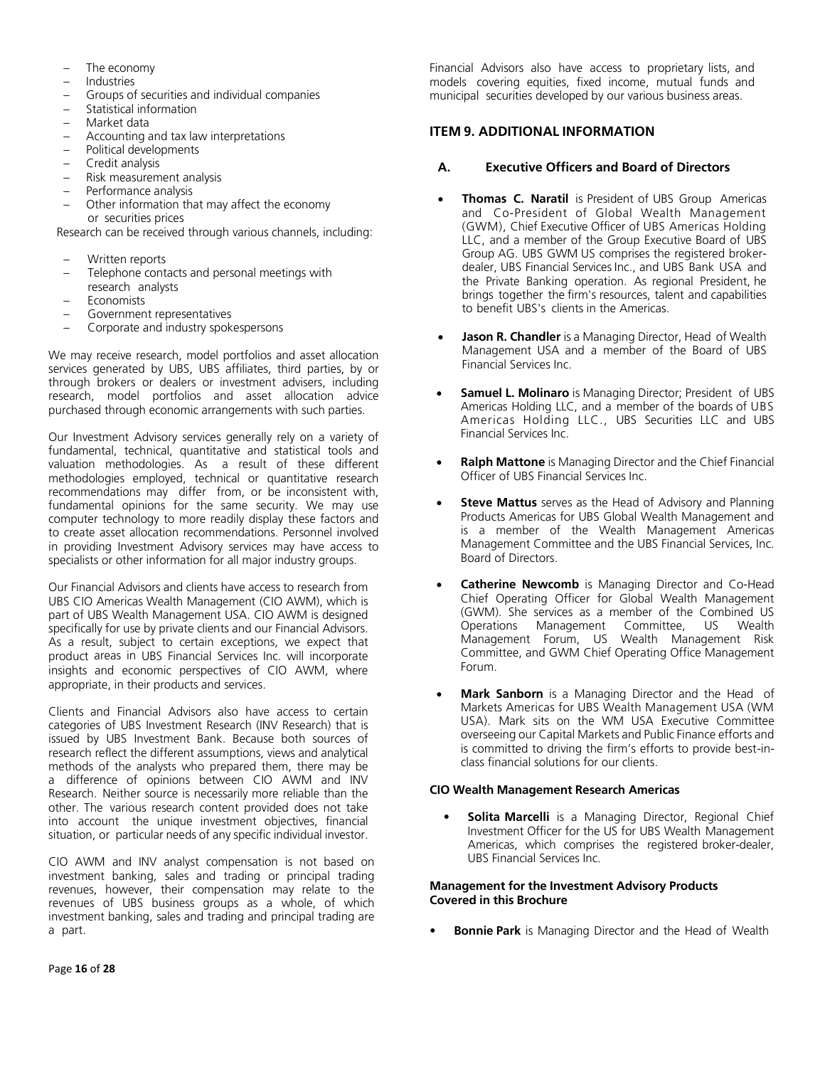- The economy
- Industries
- Groups of securities and individual companies
- Statistical information
- Market data
- Accounting and tax law interpretations
- Political developments
- Credit analysis
- Risk measurement analysis
- Performance analysis
- Other information that may affect the economy or securities prices

Research can be received through various channels, including:

- Written reports
- Telephone contacts and personal meetings with research analysts
- Economists
- Government representatives
- Corporate and industry spokespersons

We may receive research, model portfolios and asset allocation services generated by UBS, UBS affiliates, third parties, by or through brokers or dealers or investment advisers, including research, model portfolios and asset allocation advice purchased through economic arrangements with such parties.

Our Investment Advisory services generally rely on a variety of fundamental, technical, quantitative and statistical tools and valuation methodologies. As a result of these different methodologies employed, technical or quantitative research recommendations may differ from, or be inconsistent with, fundamental opinions for the same security. We may use computer technology to more readily display these factors and to create asset allocation recommendations. Personnel involved in providing Investment Advisory services may have access to specialists or other information for all major industry groups.

Our Financial Advisors and clients have access to research from UBS CIO Americas Wealth Management (CIO AWM), which is part of UBS Wealth Management USA. CIO AWM is designed specifically for use by private clients and our Financial Advisors. As a result, subject to certain exceptions, we expect that product areas in UBS Financial Services Inc. will incorporate insights and economic perspectives of CIO AWM, where appropriate, in their products and services.

Clients and Financial Advisors also have access to certain categories of UBS Investment Research (INV Research) that is issued by UBS Investment Bank. Because both sources of research reflect the different assumptions, views and analytical methods of the analysts who prepared them, there may be a difference of opinions between CIO AWM and INV Research. Neither source is necessarily more reliable than the other. The various research content provided does not take into account the unique investment objectives, financial situation, or particular needs of any specific individual investor.

CIO AWM and INV analyst compensation is not based on investment banking, sales and trading or principal trading revenues, however, their compensation may relate to the revenues of UBS business groups as a whole, of which investment banking, sales and trading and principal trading are a part.

Financial Advisors also have access to proprietary lists, and models covering equities, fixed income, mutual funds and municipal securities developed by our various business areas.

## ITEM 9. ADDITIONAL INFORMATION

### A. Executive Officers and Board of Directors

- **Thomas C. Naratil** is President of UBS Group Americas and Co-President of Global Wealth Management (GWM), Chief Executive Officer of UBS Americas Holding LLC, and a member of the Group Executive Board of UBS Group AG. UBS GWM US comprises the registered broker-dealer, UBS Financial Services Inc., and UBS Bank USA and the Private Banking operation. As regional President, he brings together the firm's resources, talent and capabilities to benefit UBS's clients in the Americas.
- **Jason R. Chandler** is a Managing Director, Head of Wealth Management USA and a member of the Board of UBS Financial Services Inc.
- **Samuel L. Molinaro** is Managing Director; President of UBS Americas Holding LLC, and a member of the boards of UBS Americas Holding LLC., UBS Securities LLC and UBS Financial Services Inc.
- **Ralph Mattone** is Managing Director and the Chief Financial Officer of UBS Financial Services Inc.
- **Steve Mattus** serves as the Head of Advisory and Planning Products Americas for UBS Global Wealth Management and is a member of the Wealth Management Americas Management Committee and the UBS Financial Services, Inc. Board of Directors.
- **Catherine Newcomb** is Managing Director and Co-Head Chief Operating Officer for Global Wealth Management (GWM). She services as a member of the Combined US Operations Management Committee, US Wealth Management Forum, US Wealth Management Risk Committee, and GWM Chief Operating Office Management Forum.
- **Mark Sanborn** is a Managing Director and the Head of Markets Americas for UBS Wealth Management USA (WM USA). Mark sits on the WM USA Executive Committee overseeing our Capital Markets and Public Finance efforts and is committed to driving the firm's efforts to provide best-in-class financial solutions for our clients.

**CIO Wealth Management Research Americas**

- **Solita Marcelli** is a Managing Director, Regional Chief Investment Officer for the US for UBS Wealth Management Americas, which comprises the registered broker-dealer, UBS Financial Services Inc.

**Management for the Investment Advisory Products Covered in this Brochure**

- **Bonnie Park** is Managing Director and the Head of Wealth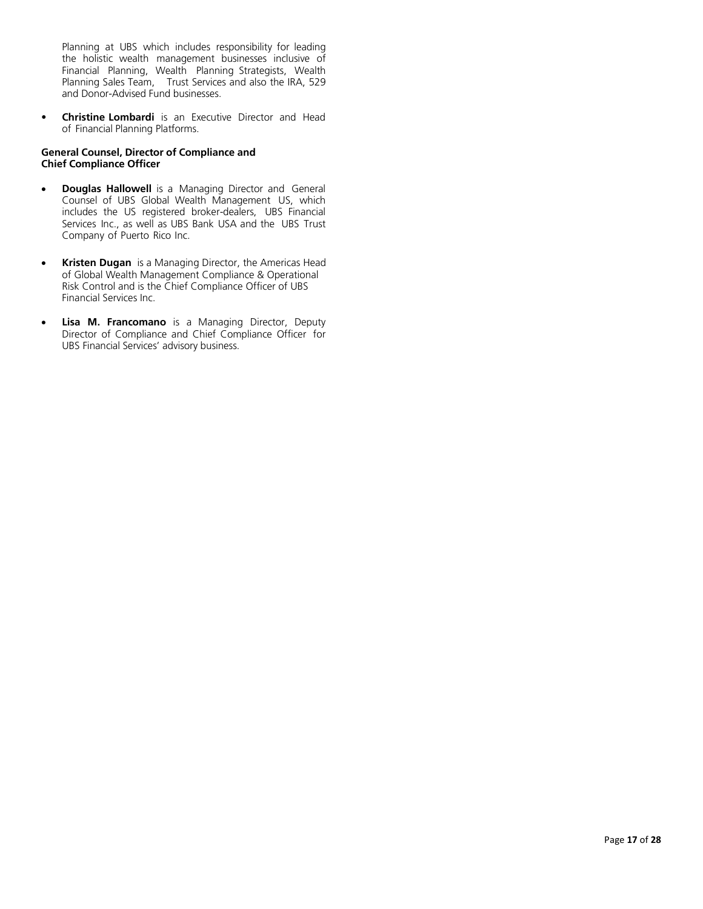Planning at UBS which includes responsibility for leading the holistic wealth management businesses inclusive of Financial Planning, Wealth Planning Strategists, Wealth Planning Sales Team, Trust Services and also the IRA, 529 and Donor-Advised Fund businesses.

- **Christine Lombardi** is an Executive Director and Head of Financial Planning Platforms.

**General Counsel, Director of Compliance and Chief Compliance Officer**

- **Douglas Hallowell** is a Managing Director and General Counsel of UBS Global Wealth Management US, which includes the US registered broker-dealers, UBS Financial Services Inc., as well as UBS Bank USA and the UBS Trust Company of Puerto Rico Inc.
- **Kristen Dugan** is a Managing Director, the Americas Head of Global Wealth Management Compliance & Operational Risk Control and is the Chief Compliance Officer of UBS Financial Services Inc.
- **Lisa M. Francomano** is a Managing Director, Deputy Director of Compliance and Chief Compliance Officer for UBS Financial Services' advisory business.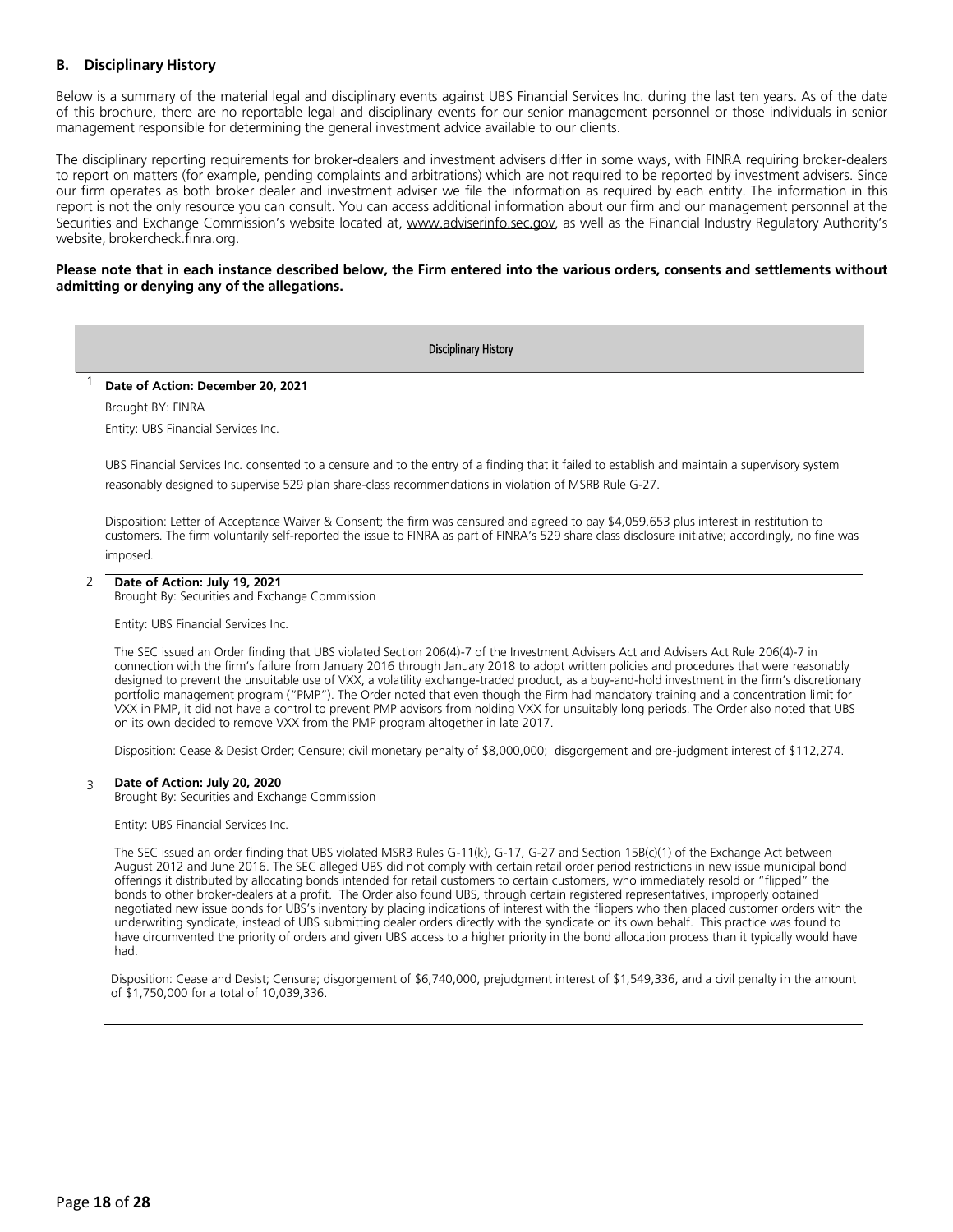## B. Disciplinary History

Below is a summary of the material legal and disciplinary events against UBS Financial Services Inc. during the last ten years. As of the date of this brochure, there are no reportable legal and disciplinary events for our senior management personnel or those individuals in senior management responsible for determining the general investment advice available to our clients.

The disciplinary reporting requirements for broker-dealers and investment advisers differ in some ways, with FINRA requiring broker-dealers to report on matters (for example, pending complaints and arbitrations) which are not required to be reported by investment advisers. Since our firm operates as both broker dealer and investment adviser we file the information as required by each entity. The information in this report is not the only resource you can consult. You can access additional information about our firm and our management personnel at the Securities and Exchange Commission's website located at, www.adviserinfo.sec.gov, as well as the Financial Industry Regulatory Authority's website, brokercheck.finra.org.

**Please note that in each instance described below, the Firm entered into the various orders, consents and settlements without admitting or denying any of the allegations.**

### Disciplinary History

1 **Date of Action: December 20, 2021**

Brought BY: FINRA

Entity: UBS Financial Services Inc.

UBS Financial Services Inc. consented to a censure and to the entry of a finding that it failed to establish and maintain a supervisory system reasonably designed to supervise 529 plan share-class recommendations in violation of MSRB Rule G-27.

Disposition: Letter of Acceptance Waiver & Consent; the firm was censured and agreed to pay $4,059,653 plus interest in restitution to customers. The firm voluntarily self-reported the issue to FINRA as part of FINRA's 529 share class disclosure initiative; accordingly, no fine was imposed.

2 **Date of Action: July 19, 2021**

Brought By: Securities and Exchange Commission

Entity: UBS Financial Services Inc.

The SEC issued an Order finding that UBS violated Section 206(4)-7 of the Investment Advisers Act and Advisers Act Rule 206(4)-7 in connection with the firm's failure from January 2016 through January 2018 to adopt written policies and procedures that were reasonably designed to prevent the unsuitable use of VXX, a volatility exchange-traded product, as a buy-and-hold investment in the firm's discretionary portfolio management program ("PMP"). The Order noted that even though the Firm had mandatory training and a concentration limit for VXX in PMP, it did not have a control to prevent PMP advisors from holding VXX for unsuitably long periods. The Order also noted that UBS on its own decided to remove VXX from the PMP program altogether in late 2017.

Disposition: Cease & Desist Order; Censure; civil monetary penalty of $8,000,000; disgorgement and pre-judgment interest of $112,274.

3 **Date of Action: July 20, 2020**

Brought By: Securities and Exchange Commission

Entity: UBS Financial Services Inc.

The SEC issued an order finding that UBS violated MSRB Rules G-11(k), G-17, G-27 and Section 15B(c)(1) of the Exchange Act between August 2012 and June 2016. The SEC alleged UBS did not comply with certain retail order period restrictions in new issue municipal bond offerings it distributed by allocating bonds intended for retail customers to certain customers, who immediately resold or "flipped" the bonds to other broker-dealers at a profit. The Order also found UBS, through certain registered representatives, improperly obtained negotiated new issue bonds for UBS's inventory by placing indications of interest with the flippers who then placed customer orders with the underwriting syndicate, instead of UBS submitting dealer orders directly with the syndicate on its own behalf. This practice was found to have circumvented the priority of orders and given UBS access to a higher priority in the bond allocation process than it typically would have had.

Disposition: Cease and Desist; Censure; disgorgement of $6,740,000, prejudgment interest of $1,549,336, and a civil penalty in the amount of $1,750,000 for a total of 10,039,336.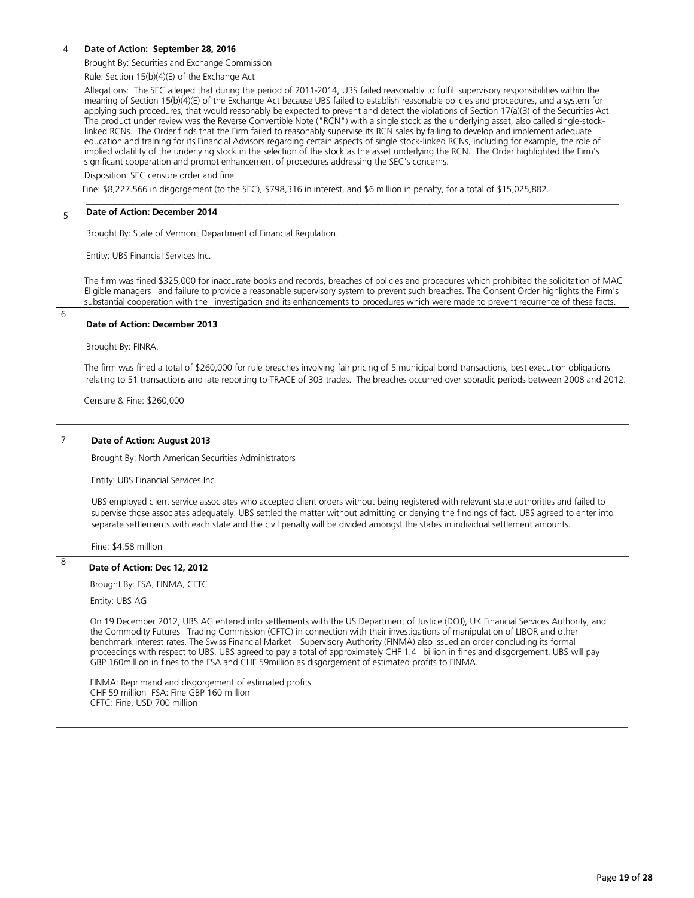4 **Date of Action: September 28, 2016**

Brought By: Securities and Exchange Commission

Rule: Section 15(b)(4)(E) of the Exchange Act

Allegations: The SEC alleged that during the period of 2011-2014, UBS failed reasonably to fulfill supervisory responsibilities within the meaning of Section 15(b)(4)(E) of the Exchange Act because UBS failed to establish reasonable policies and procedures, and a system for applying such procedures, that would reasonably be expected to prevent and detect the violations of Section 17(a)(3) of the Securities Act. The product under review was the Reverse Convertible Note ("RCN") with a single stock as the underlying asset, also called single-stock-linked RCNs. The Order finds that the Firm failed to reasonably supervise its RCN sales by failing to develop and implement adequate education and training for its Financial Advisors regarding certain aspects of single stock-linked RCNs, including for example, the role of implied volatility of the underlying stock in the selection of the stock as the asset underlying the RCN. The Order highlighted the Firm's significant cooperation and prompt enhancement of procedures addressing the SEC's concerns.

Disposition: SEC censure order and fine

Fine: $8,227.566 in disgorgement (to the SEC), $798,316 in interest, and $6 million in penalty, for a total of $15,025,882.

---

5 **Date of Action: December 2014**

Brought By: State of Vermont Department of Financial Regulation.

Entity: UBS Financial Services Inc.

The firm was fined $325,000 for inaccurate books and records, breaches of policies and procedures which prohibited the solicitation of MAC Eligible managers and failure to provide a reasonable supervisory system to prevent such breaches. The Consent Order highlights the Firm's substantial cooperation with the investigation and its enhancements to procedures which were made to prevent recurrence of these facts.

---

6 **Date of Action: December 2013**

Brought By: FINRA.

The firm was fined a total of $260,000 for rule breaches involving fair pricing of 5 municipal bond transactions, best execution obligations relating to 51 transactions and late reporting to TRACE of 303 trades. The breaches occurred over sporadic periods between 2008 and 2012.

Censure & Fine: $260,000

---

7 **Date of Action: August 2013**

Brought By: North American Securities Administrators

Entity: UBS Financial Services Inc.

UBS employed client service associates who accepted client orders without being registered with relevant state authorities and failed to supervise those associates adequately. UBS settled the matter without admitting or denying the findings of fact. UBS agreed to enter into separate settlements with each state and the civil penalty will be divided amongst the states in individual settlement amounts.

Fine: $4.58 million

---

8 **Date of Action: Dec 12, 2012**

Brought By: FSA, FINMA, CFTC

Entity: UBS AG

On 19 December 2012, UBS AG entered into settlements with the US Department of Justice (DOJ), UK Financial Services Authority, and the Commodity Futures Trading Commission (CFTC) in connection with their investigations of manipulation of LIBOR and other benchmark interest rates. The Swiss Financial Market Supervisory Authority (FINMA) also issued an order concluding its formal proceedings with respect to UBS. UBS agreed to pay a total of approximately CHF 1.4 billion in fines and disgorgement. UBS will pay GBP 160million in fines to the FSA and CHF 59million as disgorgement of estimated profits to FINMA.

FINMA: Reprimand and disgorgement of estimated profits
CHF 59 million FSA: Fine GBP 160 million
CFTC: Fine, USD 700 million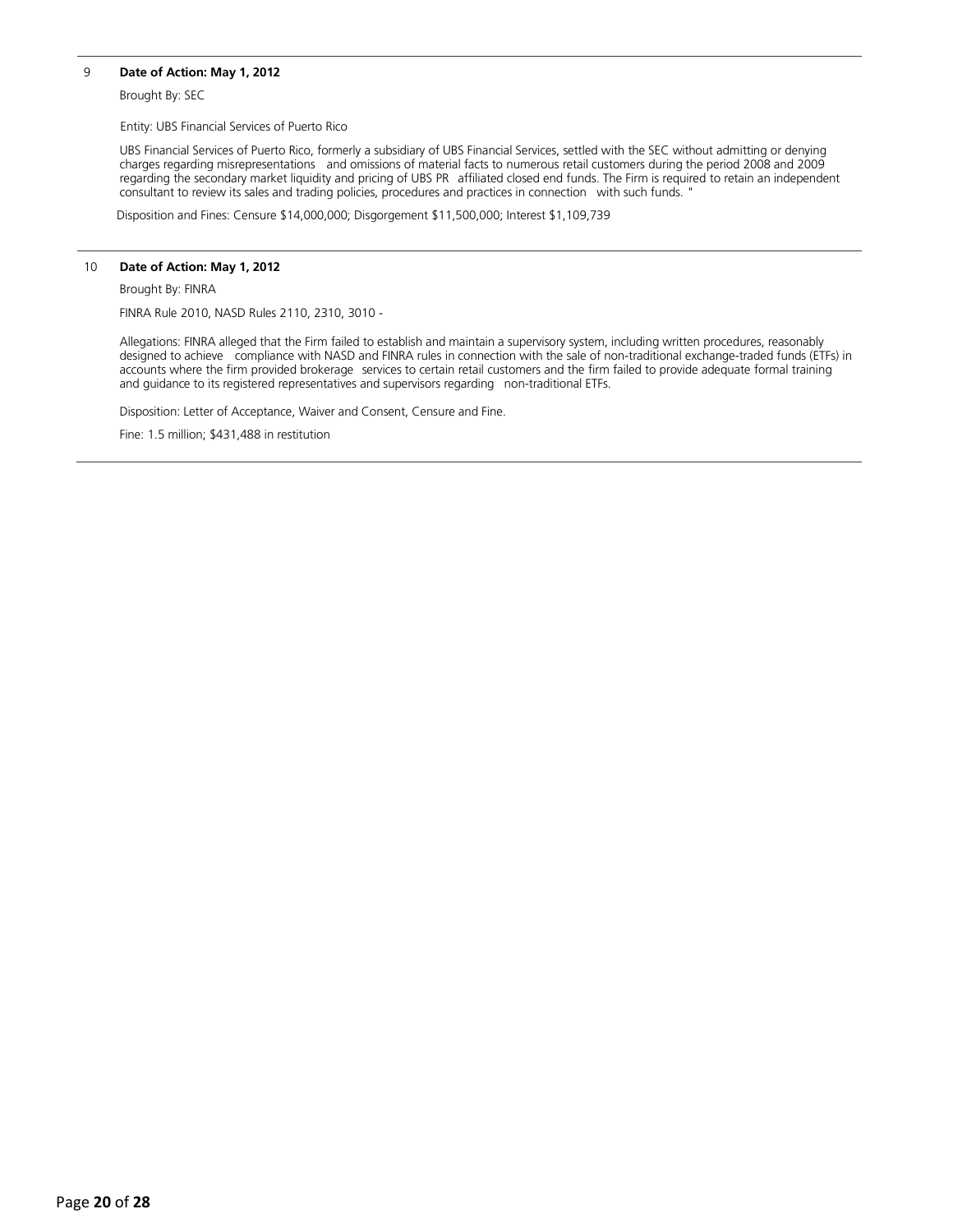9 **Date of Action: May 1, 2012**

Brought By: SEC

Entity: UBS Financial Services of Puerto Rico

UBS Financial Services of Puerto Rico, formerly a subsidiary of UBS Financial Services, settled with the SEC without admitting or denying charges regarding misrepresentations and omissions of material facts to numerous retail customers during the period 2008 and 2009 regarding the secondary market liquidity and pricing of UBS PR affiliated closed end funds. The Firm is required to retain an independent consultant to review its sales and trading policies, procedures and practices in connection with such funds. "

Disposition and Fines: Censure $14,000,000; Disgorgement $11,500,000; Interest $1,109,739

---

10 **Date of Action: May 1, 2012**

Brought By: FINRA

FINRA Rule 2010, NASD Rules 2110, 2310, 3010 -

Allegations: FINRA alleged that the Firm failed to establish and maintain a supervisory system, including written procedures, reasonably designed to achieve compliance with NASD and FINRA rules in connection with the sale of non-traditional exchange-traded funds (ETFs) in accounts where the firm provided brokerage services to certain retail customers and the firm failed to provide adequate formal training and guidance to its registered representatives and supervisors regarding non-traditional ETFs.

Disposition: Letter of Acceptance, Waiver and Consent, Censure and Fine.

Fine: 1.5 million; $431,488 in restitution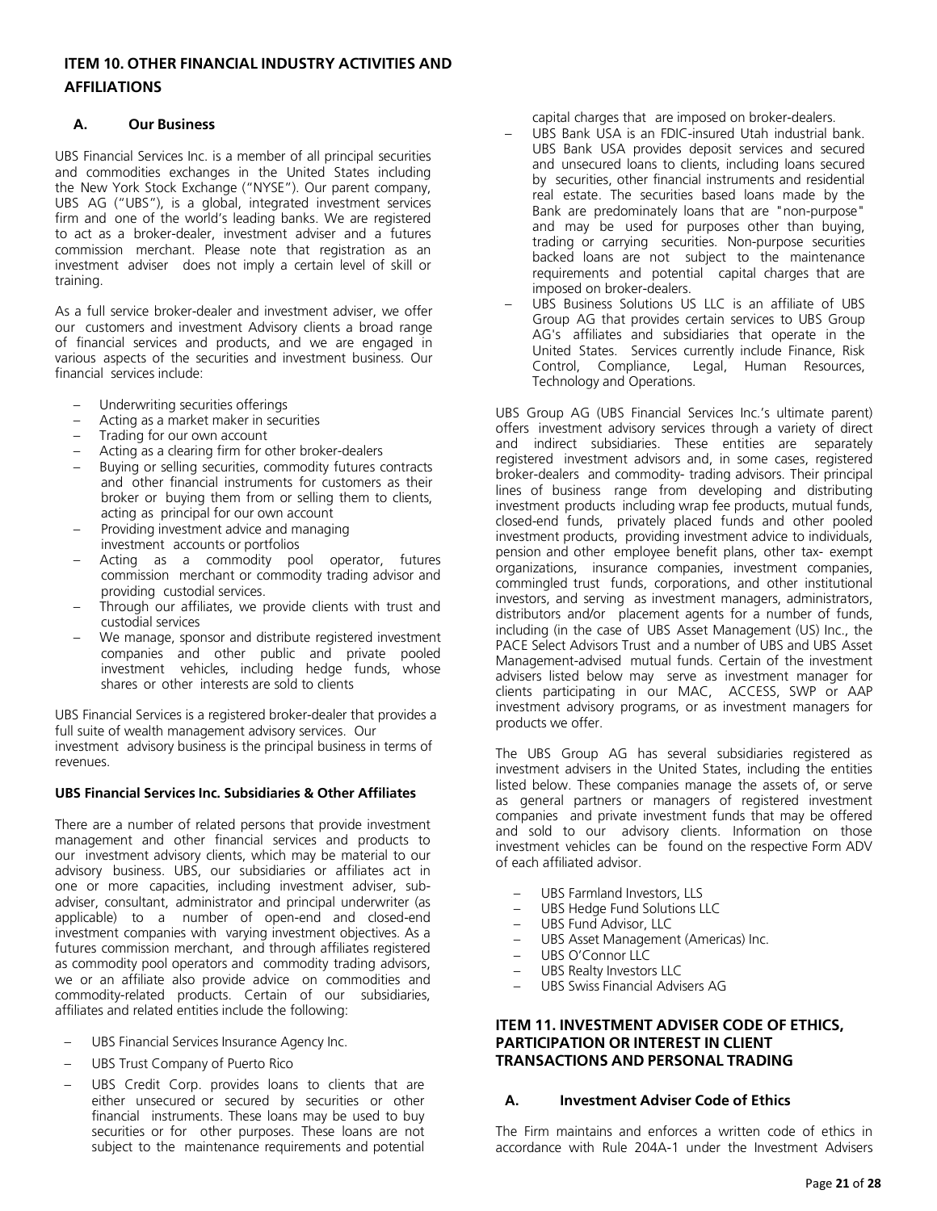## ITEM 10. OTHER FINANCIAL INDUSTRY ACTIVITIES AND AFFILIATIONS

### A. Our Business

UBS Financial Services Inc. is a member of all principal securities and commodities exchanges in the United States including the New York Stock Exchange ("NYSE"). Our parent company, UBS AG ("UBS"), is a global, integrated investment services firm and one of the world's leading banks. We are registered to act as a broker-dealer, investment adviser and a futures commission merchant. Please note that registration as an investment adviser does not imply a certain level of skill or training.

As a full service broker-dealer and investment adviser, we offer our customers and investment Advisory clients a broad range of financial services and products, and we are engaged in various aspects of the securities and investment business. Our financial services include:

- Underwriting securities offerings
- Acting as a market maker in securities
- Trading for our own account
- Acting as a clearing firm for other broker-dealers
- Buying or selling securities, commodity futures contracts and other financial instruments for customers as their broker or buying them from or selling them to clients, acting as principal for our own account
- Providing investment advice and managing investment accounts or portfolios
- Acting as a commodity pool operator, futures commission merchant or commodity trading advisor and providing custodial services.
- Through our affiliates, we provide clients with trust and custodial services
- We manage, sponsor and distribute registered investment companies and other public and private pooled investment vehicles, including hedge funds, whose shares or other interests are sold to clients

UBS Financial Services is a registered broker-dealer that provides a full suite of wealth management advisory services. Our investment advisory business is the principal business in terms of revenues.

**UBS Financial Services Inc. Subsidiaries & Other Affiliates**

There are a number of related persons that provide investment management and other financial services and products to our investment advisory clients, which may be material to our advisory business. UBS, our subsidiaries or affiliates act in one or more capacities, including investment adviser, sub-adviser, consultant, administrator and principal underwriter (as applicable) to a number of open-end and closed-end investment companies with varying investment objectives. As a futures commission merchant, and through affiliates registered as commodity pool operators and commodity trading advisors, we or an affiliate also provide advice on commodities and commodity-related products. Certain of our subsidiaries, affiliates and related entities include the following:

- UBS Financial Services Insurance Agency Inc.
- UBS Trust Company of Puerto Rico
- UBS Credit Corp. provides loans to clients that are either unsecured or secured by securities or other financial instruments. These loans may be used to buy securities or for other purposes. These loans are not subject to the maintenance requirements and potential capital charges that are imposed on broker-dealers.
- UBS Bank USA is an FDIC-insured Utah industrial bank. UBS Bank USA provides deposit services and secured and unsecured loans to clients, including loans secured by securities, other financial instruments and residential real estate. The securities based loans made by the Bank are predominately loans that are "non-purpose" and may be used for purposes other than buying, trading or carrying securities. Non-purpose securities backed loans are not subject to the maintenance requirements and potential capital charges that are imposed on broker-dealers.
- UBS Business Solutions US LLC is an affiliate of UBS Group AG that provides certain services to UBS Group AG's affiliates and subsidiaries that operate in the United States. Services currently include Finance, Risk Control, Compliance, Legal, Human Resources, Technology and Operations.

UBS Group AG (UBS Financial Services Inc.'s ultimate parent) offers investment advisory services through a variety of direct and indirect subsidiaries. These entities are separately registered investment advisors and, in some cases, registered broker-dealers and commodity- trading advisors. Their principal lines of business range from developing and distributing investment products including wrap fee products, mutual funds, closed-end funds, privately placed funds and other pooled investment products, providing investment advice to individuals, pension and other employee benefit plans, other tax- exempt organizations, insurance companies, investment companies, commingled trust funds, corporations, and other institutional investors, and serving as investment managers, administrators, distributors and/or placement agents for a number of funds, including (in the case of UBS Asset Management (US) Inc., the PACE Select Advisors Trust and a number of UBS and UBS Asset Management-advised mutual funds. Certain of the investment advisers listed below may serve as investment manager for clients participating in our MAC, ACCESS, SWP or AAP investment advisory programs, or as investment managers for products we offer.

The UBS Group AG has several subsidiaries registered as investment advisers in the United States, including the entities listed below. These companies manage the assets of, or serve as general partners or managers of registered investment companies and private investment funds that may be offered and sold to our advisory clients. Information on those investment vehicles can be found on the respective Form ADV of each affiliated advisor.

- UBS Farmland Investors, LLS
- UBS Hedge Fund Solutions LLC
- UBS Fund Advisor, LLC
- UBS Asset Management (Americas) Inc.
- UBS O'Connor LLC
- UBS Realty Investors LLC
- UBS Swiss Financial Advisers AG

## ITEM 11. INVESTMENT ADVISER CODE OF ETHICS, PARTICIPATION OR INTEREST IN CLIENT TRANSACTIONS AND PERSONAL TRADING

### A. Investment Adviser Code of Ethics

The Firm maintains and enforces a written code of ethics in accordance with Rule 204A-1 under the Investment Advisers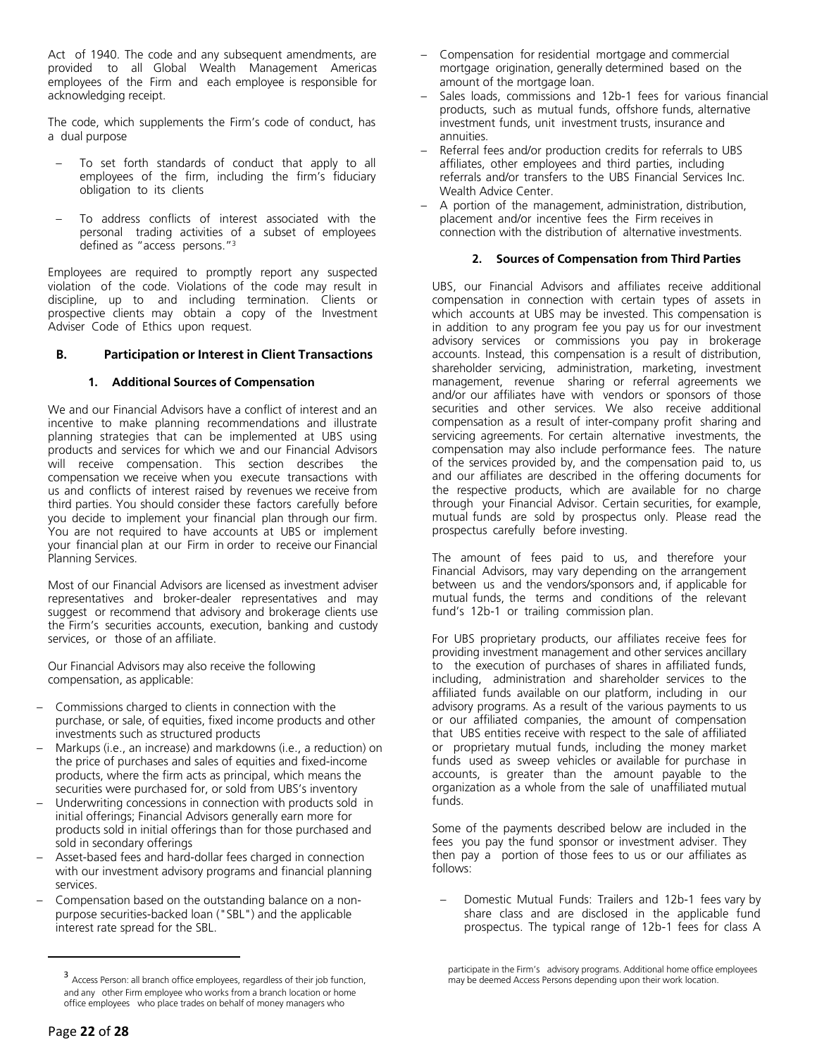Act of 1940. The code and any subsequent amendments, are provided to all Global Wealth Management Americas employees of the Firm and each employee is responsible for acknowledging receipt.

The code, which supplements the Firm's code of conduct, has a dual purpose

- To set forth standards of conduct that apply to all employees of the firm, including the firm's fiduciary obligation to its clients
- To address conflicts of interest associated with the personal trading activities of a subset of employees defined as "access persons."[3]

Employees are required to promptly report any suspected violation of the code. Violations of the code may result in discipline, up to and including termination. Clients or prospective clients may obtain a copy of the Investment Adviser Code of Ethics upon request.

### B. Participation or Interest in Client Transactions

#### 1. Additional Sources of Compensation

We and our Financial Advisors have a conflict of interest and an incentive to make planning recommendations and illustrate planning strategies that can be implemented at UBS using products and services for which we and our Financial Advisors will receive compensation. This section describes the compensation we receive when you execute transactions with us and conflicts of interest raised by revenues we receive from third parties. You should consider these factors carefully before you decide to implement your financial plan through our firm. You are not required to have accounts at UBS or implement your financial plan at our Firm in order to receive our Financial Planning Services.

Most of our Financial Advisors are licensed as investment adviser representatives and broker-dealer representatives and may suggest or recommend that advisory and brokerage clients use the Firm's securities accounts, execution, banking and custody services, or those of an affiliate.

Our Financial Advisors may also receive the following compensation, as applicable:

- Commissions charged to clients in connection with the purchase, or sale, of equities, fixed income products and other investments such as structured products
- Markups (i.e., an increase) and markdowns (i.e., a reduction) on the price of purchases and sales of equities and fixed-income products, where the firm acts as principal, which means the securities were purchased for, or sold from UBS's inventory
- Underwriting concessions in connection with products sold in initial offerings; Financial Advisors generally earn more for products sold in initial offerings than for those purchased and sold in secondary offerings
- Asset-based fees and hard-dollar fees charged in connection with our investment advisory programs and financial planning services.
- Compensation based on the outstanding balance on a non-purpose securities-backed loan ("SBL") and the applicable interest rate spread for the SBL.
- Compensation for residential mortgage and commercial mortgage origination, generally determined based on the amount of the mortgage loan.
- Sales loads, commissions and 12b-1 fees for various financial products, such as mutual funds, offshore funds, alternative investment funds, unit investment trusts, insurance and annuities.
- Referral fees and/or production credits for referrals to UBS affiliates, other employees and third parties, including referrals and/or transfers to the UBS Financial Services Inc. Wealth Advice Center.
- A portion of the management, administration, distribution, placement and/or incentive fees the Firm receives in connection with the distribution of alternative investments.

#### 2. Sources of Compensation from Third Parties

UBS, our Financial Advisors and affiliates receive additional compensation in connection with certain types of assets in which accounts at UBS may be invested. This compensation is in addition to any program fee you pay us for our investment advisory services or commissions you pay in brokerage accounts. Instead, this compensation is a result of distribution, shareholder servicing, administration, marketing, investment management, revenue sharing or referral agreements we and/or our affiliates have with vendors or sponsors of those securities and other services. We also receive additional compensation as a result of inter-company profit sharing and servicing agreements. For certain alternative investments, the compensation may also include performance fees. The nature of the services provided by, and the compensation paid to, us and our affiliates are described in the offering documents for the respective products, which are available for no charge through your Financial Advisor. Certain securities, for example, mutual funds are sold by prospectus only. Please read the prospectus carefully before investing.

The amount of fees paid to us, and therefore your Financial Advisors, may vary depending on the arrangement between us and the vendors/sponsors and, if applicable for mutual funds, the terms and conditions of the relevant fund's 12b-1 or trailing commission plan.

For UBS proprietary products, our affiliates receive fees for providing investment management and other services ancillary to the execution of purchases of shares in affiliated funds, including, administration and shareholder services to the affiliated funds available on our platform, including in our advisory programs. As a result of the various payments to us or our affiliated companies, the amount of compensation that UBS entities receive with respect to the sale of affiliated or proprietary mutual funds, including the money market funds used as sweep vehicles or available for purchase in accounts, is greater than the amount payable to the organization as a whole from the sale of unaffiliated mutual funds.

Some of the payments described below are included in the fees you pay the fund sponsor or investment adviser. They then pay a portion of those fees to us or our affiliates as follows:

- Domestic Mutual Funds: Trailers and 12b-1 fees vary by share class and are disclosed in the applicable fund prospectus. The typical range of 12b-1 fees for class A

[3] Access Person: all branch office employees, regardless of their job function, and any other Firm employee who works from a branch location or home office employees who place trades on behalf of money managers who participate in the Firm's advisory programs. Additional home office employees may be deemed Access Persons depending upon their work location.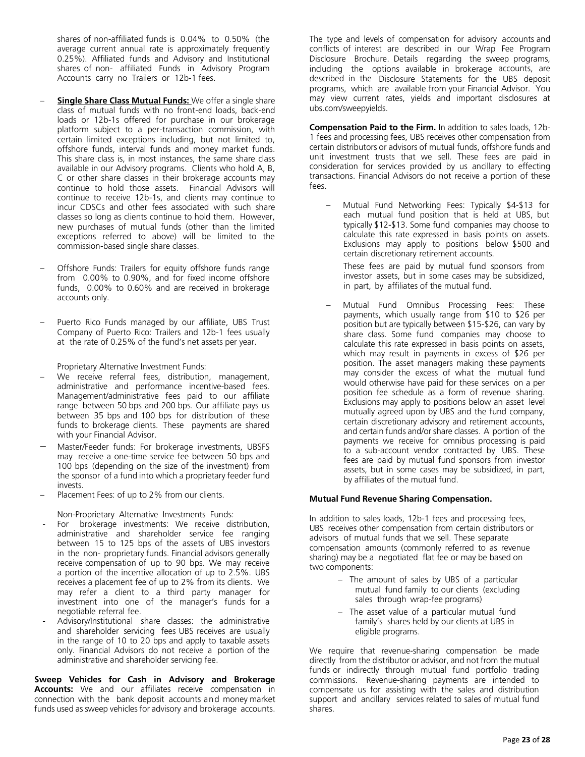shares of non-affiliated funds is 0.04% to 0.50% (the average current annual rate is approximately frequently 0.25%). Affiliated funds and Advisory and Institutional shares of non- affiliated Funds in Advisory Program Accounts carry no Trailers or 12b-1 fees.

- **Single Share Class Mutual Funds:** We offer a single share class of mutual funds with no front-end loads, back-end loads or 12b-1s offered for purchase in our brokerage platform subject to a per-transaction commission, with certain limited exceptions including, but not limited to, offshore funds, interval funds and money market funds. This share class is, in most instances, the same share class available in our Advisory programs. Clients who hold A, B, C or other share classes in their brokerage accounts may continue to hold those assets. Financial Advisors will continue to receive 12b-1s, and clients may continue to incur CDSCs and other fees associated with such share classes so long as clients continue to hold them. However, new purchases of mutual funds (other than the limited exceptions referred to above) will be limited to the commission-based single share classes.

- Offshore Funds: Trailers for equity offshore funds range from 0.00% to 0.90%, and for fixed income offshore funds, 0.00% to 0.60% and are received in brokerage accounts only.

- Puerto Rico Funds managed by our affiliate, UBS Trust Company of Puerto Rico: Trailers and 12b-1 fees usually at the rate of 0.25% of the fund's net assets per year.

Proprietary Alternative Investment Funds:

- We receive referral fees, distribution, management, administrative and performance incentive-based fees. Management/administrative fees paid to our affiliate range between 50 bps and 200 bps. Our affiliate pays us between 35 bps and 100 bps for distribution of these funds to brokerage clients. These payments are shared with your Financial Advisor.
- Master/Feeder funds: For brokerage investments, UBSFS may receive a one-time service fee between 50 bps and 100 bps (depending on the size of the investment) from the sponsor of a fund into which a proprietary feeder fund invests.
- Placement Fees: of up to 2% from our clients.

Non-Proprietary Alternative Investments Funds:

- For brokerage investments: We receive distribution, administrative and shareholder service fee ranging between 15 to 125 bps of the assets of UBS investors in the non- proprietary funds. Financial advisors generally receive compensation of up to 90 bps. We may receive a portion of the incentive allocation of up to 2.5%. UBS receives a placement fee of up to 2% from its clients. We may refer a client to a third party manager for investment into one of the manager's funds for a negotiable referral fee.
- Advisory/Institutional share classes: the administrative and shareholder servicing fees UBS receives are usually in the range of 10 to 20 bps and apply to taxable assets only. Financial Advisors do not receive a portion of the administrative and shareholder servicing fee.

**Sweep Vehicles for Cash in Advisory and Brokerage Accounts:** We and our affiliates receive compensation in connection with the bank deposit accounts and money market funds used as sweep vehicles for advisory and brokerage accounts. The type and levels of compensation for advisory accounts and conflicts of interest are described in our Wrap Fee Program Disclosure Brochure. Details regarding the sweep programs, including the options available in brokerage accounts, are described in the Disclosure Statements for the UBS deposit programs, which are available from your Financial Advisor. You may view current rates, yields and important disclosures at ubs.com/sweepyields.

**Compensation Paid to the Firm.** In addition to sales loads, 12b-1 fees and processing fees, UBS receives other compensation from certain distributors or advisors of mutual funds, offshore funds and unit investment trusts that we sell. These fees are paid in consideration for services provided by us ancillary to effecting transactions. Financial Advisors do not receive a portion of these fees.

- Mutual Fund Networking Fees: Typically \$4-\$13 for each mutual fund position that is held at UBS, but typically \$12-\$13. Some fund companies may choose to calculate this rate expressed in basis points on assets. Exclusions may apply to positions below \$500 and certain discretionary retirement accounts.

  These fees are paid by mutual fund sponsors from investor assets, but in some cases may be subsidized, in part, by affiliates of the mutual fund.

- Mutual Fund Omnibus Processing Fees: These payments, which usually range from \$10 to \$26 per position but are typically between \$15-\$26, can vary by share class. Some fund companies may choose to calculate this rate expressed in basis points on assets, which may result in payments in excess of \$26 per position. The asset managers making these payments may consider the excess of what the mutual fund would otherwise have paid for these services on a per position fee schedule as a form of revenue sharing. Exclusions may apply to positions below an asset level mutually agreed upon by UBS and the fund company, certain discretionary advisory and retirement accounts, and certain funds and/or share classes. A portion of the payments we receive for omnibus processing is paid to a sub-account vendor contracted by UBS. These fees are paid by mutual fund sponsors from investor assets, but in some cases may be subsidized, in part, by affiliates of the mutual fund.

**Mutual Fund Revenue Sharing Compensation.**

In addition to sales loads, 12b-1 fees and processing fees, UBS receives other compensation from certain distributors or advisors of mutual funds that we sell. These separate compensation amounts (commonly referred to as revenue sharing) may be a negotiated flat fee or may be based on two components:

- The amount of sales by UBS of a particular mutual fund family to our clients (excluding sales through wrap-fee programs)
- The asset value of a particular mutual fund family's shares held by our clients at UBS in eligible programs.

We require that revenue-sharing compensation be made directly from the distributor or advisor, and not from the mutual funds or indirectly through mutual fund portfolio trading commissions. Revenue-sharing payments are intended to compensate us for assisting with the sales and distribution support and ancillary services related to sales of mutual fund shares.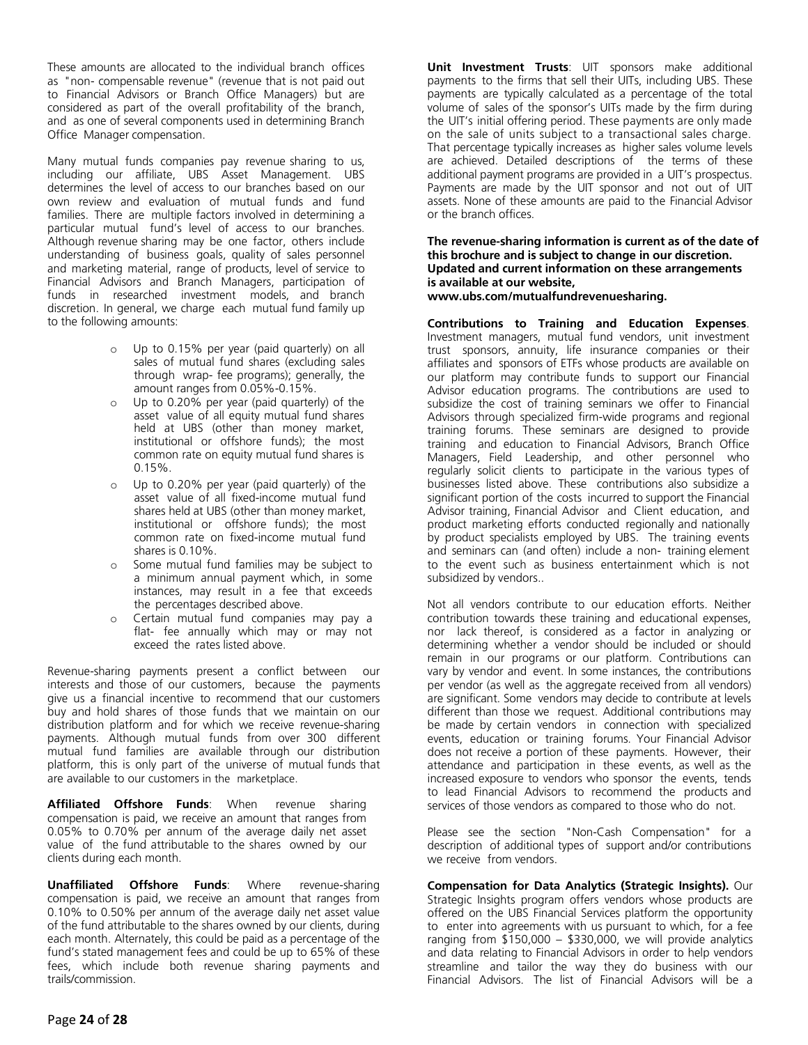These amounts are allocated to the individual branch offices as "non- compensable revenue" (revenue that is not paid out to Financial Advisors or Branch Office Managers) but are considered as part of the overall profitability of the branch, and as one of several components used in determining Branch Office Manager compensation.

Many mutual funds companies pay revenue sharing to us, including our affiliate, UBS Asset Management. UBS determines the level of access to our branches based on our own review and evaluation of mutual funds and fund families. There are multiple factors involved in determining a particular mutual fund's level of access to our branches. Although revenue sharing may be one factor, others include understanding of business goals, quality of sales personnel and marketing material, range of products, level of service to Financial Advisors and Branch Managers, participation of funds in researched investment models, and branch discretion. In general, we charge each mutual fund family up to the following amounts:

- Up to 0.15% per year (paid quarterly) on all sales of mutual fund shares (excluding sales through wrap- fee programs); generally, the amount ranges from 0.05%-0.15%.
- Up to 0.20% per year (paid quarterly) of the asset value of all equity mutual fund shares held at UBS (other than money market, institutional or offshore funds); the most common rate on equity mutual fund shares is 0.15%.
- Up to 0.20% per year (paid quarterly) of the asset value of all fixed-income mutual fund shares held at UBS (other than money market, institutional or offshore funds); the most common rate on fixed-income mutual fund shares is 0.10%.
- Some mutual fund families may be subject to a minimum annual payment which, in some instances, may result in a fee that exceeds the percentages described above.
- Certain mutual fund companies may pay a flat- fee annually which may or may not exceed the rates listed above.

Revenue-sharing payments present a conflict between our interests and those of our customers, because the payments give us a financial incentive to recommend that our customers buy and hold shares of those funds that we maintain on our distribution platform and for which we receive revenue-sharing payments. Although mutual funds from over 300 different mutual fund families are available through our distribution platform, this is only part of the universe of mutual funds that are available to our customers in the marketplace.

**Affiliated Offshore Funds**: When revenue sharing compensation is paid, we receive an amount that ranges from 0.05% to 0.70% per annum of the average daily net asset value of the fund attributable to the shares owned by our clients during each month.

**Unaffiliated Offshore Funds**: Where revenue-sharing compensation is paid, we receive an amount that ranges from 0.10% to 0.50% per annum of the average daily net asset value of the fund attributable to the shares owned by our clients, during each month. Alternately, this could be paid as a percentage of the fund's stated management fees and could be up to 65% of these fees, which include both revenue sharing payments and trails/commission.

**Unit Investment Trusts**: UIT sponsors make additional payments to the firms that sell their UITs, including UBS. These payments are typically calculated as a percentage of the total volume of sales of the sponsor's UITs made by the firm during the UIT's initial offering period. These payments are only made on the sale of units subject to a transactional sales charge. That percentage typically increases as higher sales volume levels are achieved. Detailed descriptions of the terms of these additional payment programs are provided in a UIT's prospectus. Payments are made by the UIT sponsor and not out of UIT assets. None of these amounts are paid to the Financial Advisor or the branch offices.

**The revenue-sharing information is current as of the date of this brochure and is subject to change in our discretion. Updated and current information on these arrangements is available at our website, www.ubs.com/mutualfundrevenuesharing.**

**Contributions to Training and Education Expenses**. Investment managers, mutual fund vendors, unit investment trust sponsors, annuity, life insurance companies or their affiliates and sponsors of ETFs whose products are available on our platform may contribute funds to support our Financial Advisor education programs. The contributions are used to subsidize the cost of training seminars we offer to Financial Advisors through specialized firm-wide programs and regional training forums. These seminars are designed to provide training and education to Financial Advisors, Branch Office Managers, Field Leadership, and other personnel who regularly solicit clients to participate in the various types of businesses listed above. These contributions also subsidize a significant portion of the costs incurred to support the Financial Advisor training, Financial Advisor and Client education, and product marketing efforts conducted regionally and nationally by product specialists employed by UBS. The training events and seminars can (and often) include a non- training element to the event such as business entertainment which is not subsidized by vendors..

Not all vendors contribute to our education efforts. Neither contribution towards these training and educational expenses, nor lack thereof, is considered as a factor in analyzing or determining whether a vendor should be included or should remain in our programs or our platform. Contributions can vary by vendor and event. In some instances, the contributions per vendor (as well as the aggregate received from all vendors) are significant. Some vendors may decide to contribute at levels different than those we request. Additional contributions may be made by certain vendors in connection with specialized events, education or training forums. Your Financial Advisor does not receive a portion of these payments. However, their attendance and participation in these events, as well as the increased exposure to vendors who sponsor the events, tends to lead Financial Advisors to recommend the products and services of those vendors as compared to those who do not.

Please see the section "Non-Cash Compensation" for a description of additional types of support and/or contributions we receive from vendors.

**Compensation for Data Analytics (Strategic Insights).** Our Strategic Insights program offers vendors whose products are offered on the UBS Financial Services platform the opportunity to enter into agreements with us pursuant to which, for a fee ranging from $150,000 – $330,000, we will provide analytics and data relating to Financial Advisors in order to help vendors streamline and tailor the way they do business with our Financial Advisors. The list of Financial Advisors will be a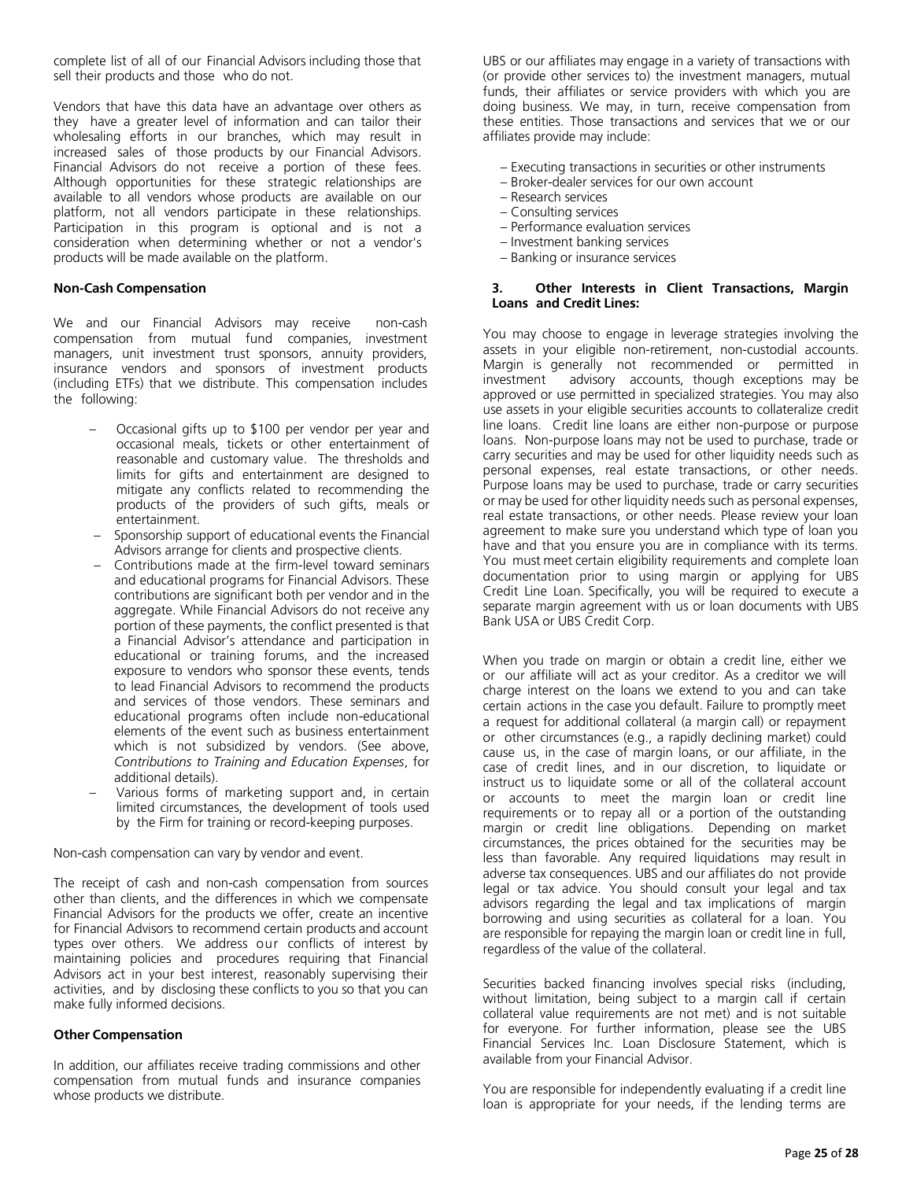complete list of all of our Financial Advisors including those that sell their products and those who do not.

Vendors that have this data have an advantage over others as they have a greater level of information and can tailor their wholesaling efforts in our branches, which may result in increased sales of those products by our Financial Advisors. Financial Advisors do not receive a portion of these fees. Although opportunities for these strategic relationships are available to all vendors whose products are available on our platform, not all vendors participate in these relationships. Participation in this program is optional and is not a consideration when determining whether or not a vendor's products will be made available on the platform.

**Non-Cash Compensation**

We and our Financial Advisors may receive non-cash compensation from mutual fund companies, investment managers, unit investment trust sponsors, annuity providers, insurance vendors and sponsors of investment products (including ETFs) that we distribute. This compensation includes the following:

- Occasional gifts up to $100 per vendor per year and occasional meals, tickets or other entertainment of reasonable and customary value. The thresholds and limits for gifts and entertainment are designed to mitigate any conflicts related to recommending the products of the providers of such gifts, meals or entertainment.
- Sponsorship support of educational events the Financial Advisors arrange for clients and prospective clients.
- Contributions made at the firm-level toward seminars and educational programs for Financial Advisors. These contributions are significant both per vendor and in the aggregate. While Financial Advisors do not receive any portion of these payments, the conflict presented is that a Financial Advisor's attendance and participation in educational or training forums, and the increased exposure to vendors who sponsor these events, tends to lead Financial Advisors to recommend the products and services of those vendors. These seminars and educational programs often include non-educational elements of the event such as business entertainment which is not subsidized by vendors. (See above, *Contributions to Training and Education Expenses*, for additional details).
- Various forms of marketing support and, in certain limited circumstances, the development of tools used by the Firm for training or record-keeping purposes.

Non-cash compensation can vary by vendor and event.

The receipt of cash and non-cash compensation from sources other than clients, and the differences in which we compensate Financial Advisors for the products we offer, create an incentive for Financial Advisors to recommend certain products and account types over others. We address our conflicts of interest by maintaining policies and procedures requiring that Financial Advisors act in your best interest, reasonably supervising their activities, and by disclosing these conflicts to you so that you can make fully informed decisions.

**Other Compensation**

In addition, our affiliates receive trading commissions and other compensation from mutual funds and insurance companies whose products we distribute.

UBS or our affiliates may engage in a variety of transactions with (or provide other services to) the investment managers, mutual funds, their affiliates or service providers with which you are doing business. We may, in turn, receive compensation from these entities. Those transactions and services that we or our affiliates provide may include:

- Executing transactions in securities or other instruments
- Broker-dealer services for our own account
- Research services
- Consulting services
- Performance evaluation services
- Investment banking services
- Banking or insurance services

**3. Other Interests in Client Transactions, Margin Loans and Credit Lines:**

You may choose to engage in leverage strategies involving the assets in your eligible non-retirement, non-custodial accounts. Margin is generally not recommended or permitted in investment advisory accounts, though exceptions may be approved or use permitted in specialized strategies. You may also use assets in your eligible securities accounts to collateralize credit line loans. Credit line loans are either non-purpose or purpose loans. Non-purpose loans may not be used to purchase, trade or carry securities and may be used for other liquidity needs such as personal expenses, real estate transactions, or other needs. Purpose loans may be used to purchase, trade or carry securities or may be used for other liquidity needs such as personal expenses, real estate transactions, or other needs. Please review your loan agreement to make sure you understand which type of loan you have and that you ensure you are in compliance with its terms. You must meet certain eligibility requirements and complete loan documentation prior to using margin or applying for UBS Credit Line Loan. Specifically, you will be required to execute a separate margin agreement with us or loan documents with UBS Bank USA or UBS Credit Corp.

When you trade on margin or obtain a credit line, either we or our affiliate will act as your creditor. As a creditor we will charge interest on the loans we extend to you and can take certain actions in the case you default. Failure to promptly meet a request for additional collateral (a margin call) or repayment or other circumstances (e.g., a rapidly declining market) could cause us, in the case of margin loans, or our affiliate, in the case of credit lines, and in our discretion, to liquidate or instruct us to liquidate some or all of the collateral account or accounts to meet the margin loan or credit line requirements or to repay all or a portion of the outstanding margin or credit line obligations. Depending on market circumstances, the prices obtained for the securities may be less than favorable. Any required liquidations may result in adverse tax consequences. UBS and our affiliates do not provide legal or tax advice. You should consult your legal and tax advisors regarding the legal and tax implications of margin borrowing and using securities as collateral for a loan. You are responsible for repaying the margin loan or credit line in full, regardless of the value of the collateral.

Securities backed financing involves special risks (including, without limitation, being subject to a margin call if certain collateral value requirements are not met) and is not suitable for everyone. For further information, please see the UBS Financial Services Inc. Loan Disclosure Statement, which is available from your Financial Advisor.

You are responsible for independently evaluating if a credit line loan is appropriate for your needs, if the lending terms are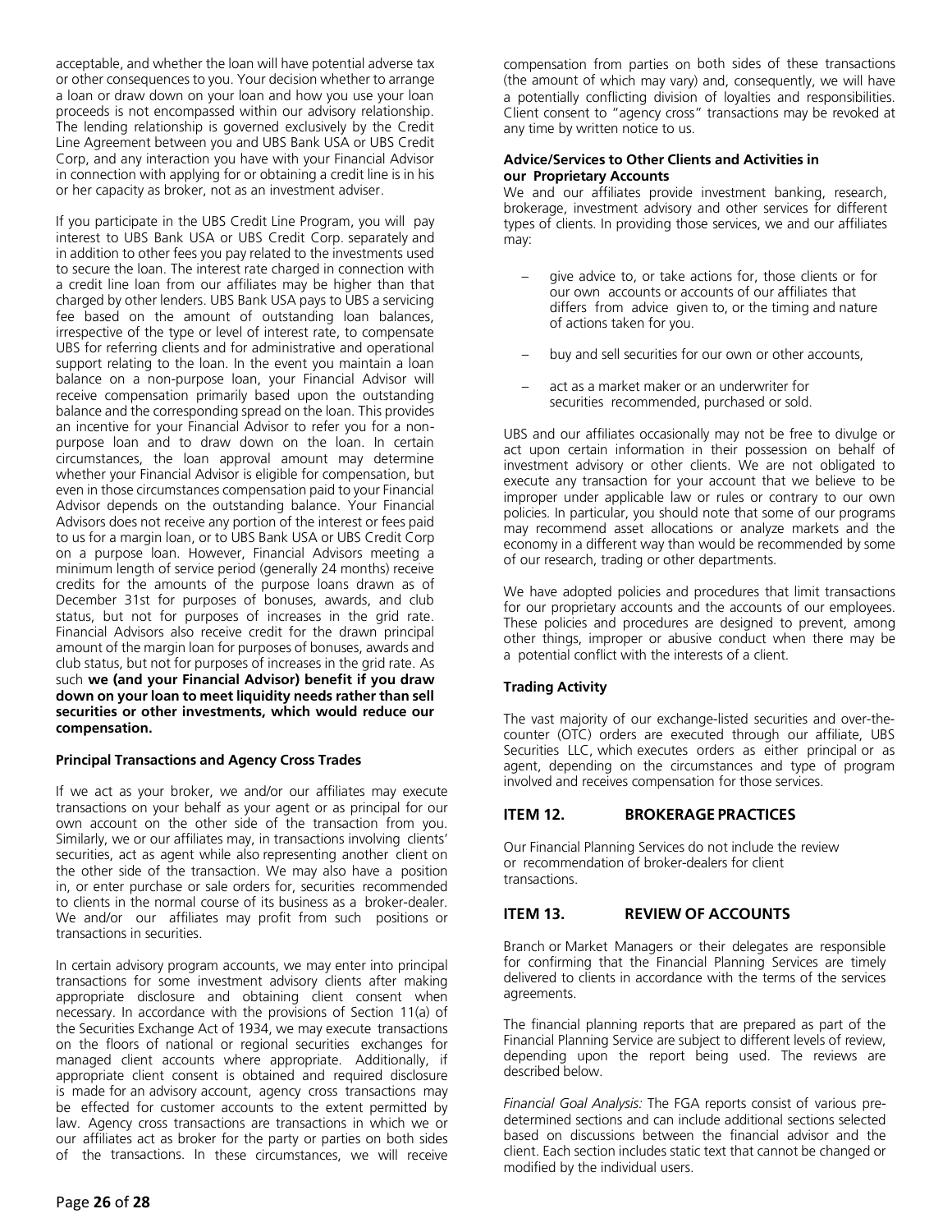acceptable, and whether the loan will have potential adverse tax or other consequences to you. Your decision whether to arrange a loan or draw down on your loan and how you use your loan proceeds is not encompassed within our advisory relationship. The lending relationship is governed exclusively by the Credit Line Agreement between you and UBS Bank USA or UBS Credit Corp, and any interaction you have with your Financial Advisor in connection with applying for or obtaining a credit line is in his or her capacity as broker, not as an investment adviser.

If you participate in the UBS Credit Line Program, you will pay interest to UBS Bank USA or UBS Credit Corp. separately and in addition to other fees you pay related to the investments used to secure the loan. The interest rate charged in connection with a credit line loan from our affiliates may be higher than that charged by other lenders. UBS Bank USA pays to UBS a servicing fee based on the amount of outstanding loan balances, irrespective of the type or level of interest rate, to compensate UBS for referring clients and for administrative and operational support relating to the loan. In the event you maintain a loan balance on a non-purpose loan, your Financial Advisor will receive compensation primarily based upon the outstanding balance and the corresponding spread on the loan. This provides an incentive for your Financial Advisor to refer you for a non-purpose loan and to draw down on the loan. In certain circumstances, the loan approval amount may determine whether your Financial Advisor is eligible for compensation, but even in those circumstances compensation paid to your Financial Advisor depends on the outstanding balance. Your Financial Advisors does not receive any portion of the interest or fees paid to us for a margin loan, or to UBS Bank USA or UBS Credit Corp on a purpose loan. However, Financial Advisors meeting a minimum length of service period (generally 24 months) receive credits for the amounts of the purpose loans drawn as of December 31st for purposes of bonuses, awards, and club status, but not for purposes of increases in the grid rate. Financial Advisors also receive credit for the drawn principal amount of the margin loan for purposes of bonuses, awards and club status, but not for purposes of increases in the grid rate. As such **we (and your Financial Advisor) benefit if you draw down on your loan to meet liquidity needs rather than sell securities or other investments, which would reduce our compensation.**

**Principal Transactions and Agency Cross Trades**

If we act as your broker, we and/or our affiliates may execute transactions on your behalf as your agent or as principal for our own account on the other side of the transaction from you. Similarly, we or our affiliates may, in transactions involving clients' securities, act as agent while also representing another client on the other side of the transaction. We may also have a position in, or enter purchase or sale orders for, securities recommended to clients in the normal course of its business as a broker-dealer. We and/or our affiliates may profit from such positions or transactions in securities.

In certain advisory program accounts, we may enter into principal transactions for some investment advisory clients after making appropriate disclosure and obtaining client consent when necessary. In accordance with the provisions of Section 11(a) of the Securities Exchange Act of 1934, we may execute transactions on the floors of national or regional securities exchanges for managed client accounts where appropriate. Additionally, if appropriate client consent is obtained and required disclosure is made for an advisory account, agency cross transactions may be effected for customer accounts to the extent permitted by law. Agency cross transactions are transactions in which we or our affiliates act as broker for the party or parties on both sides of the transactions. In these circumstances, we will receive compensation from parties on both sides of these transactions (the amount of which may vary) and, consequently, we will have a potentially conflicting division of loyalties and responsibilities. Client consent to "agency cross" transactions may be revoked at any time by written notice to us.

**Advice/Services to Other Clients and Activities in our Proprietary Accounts**

We and our affiliates provide investment banking, research, brokerage, investment advisory and other services for different types of clients. In providing those services, we and our affiliates may:

- give advice to, or take actions for, those clients or for our own accounts or accounts of our affiliates that differs from advice given to, or the timing and nature of actions taken for you.
- buy and sell securities for our own or other accounts,
- act as a market maker or an underwriter for securities recommended, purchased or sold.

UBS and our affiliates occasionally may not be free to divulge or act upon certain information in their possession on behalf of investment advisory or other clients. We are not obligated to execute any transaction for your account that we believe to be improper under applicable law or rules or contrary to our own policies. In particular, you should note that some of our programs may recommend asset allocations or analyze markets and the economy in a different way than would be recommended by some of our research, trading or other departments.

We have adopted policies and procedures that limit transactions for our proprietary accounts and the accounts of our employees. These policies and procedures are designed to prevent, among other things, improper or abusive conduct when there may be a potential conflict with the interests of a client.

**Trading Activity**

The vast majority of our exchange-listed securities and over-the-counter (OTC) orders are executed through our affiliate, UBS Securities LLC, which executes orders as either principal or as agent, depending on the circumstances and type of program involved and receives compensation for those services.

## ITEM 12. BROKERAGE PRACTICES

Our Financial Planning Services do not include the review or recommendation of broker-dealers for client transactions.

## ITEM 13. REVIEW OF ACCOUNTS

Branch or Market Managers or their delegates are responsible for confirming that the Financial Planning Services are timely delivered to clients in accordance with the terms of the services agreements.

The financial planning reports that are prepared as part of the Financial Planning Service are subject to different levels of review, depending upon the report being used. The reviews are described below.

*Financial Goal Analysis:* The FGA reports consist of various pre-determined sections and can include additional sections selected based on discussions between the financial advisor and the client. Each section includes static text that cannot be changed or modified by the individual users.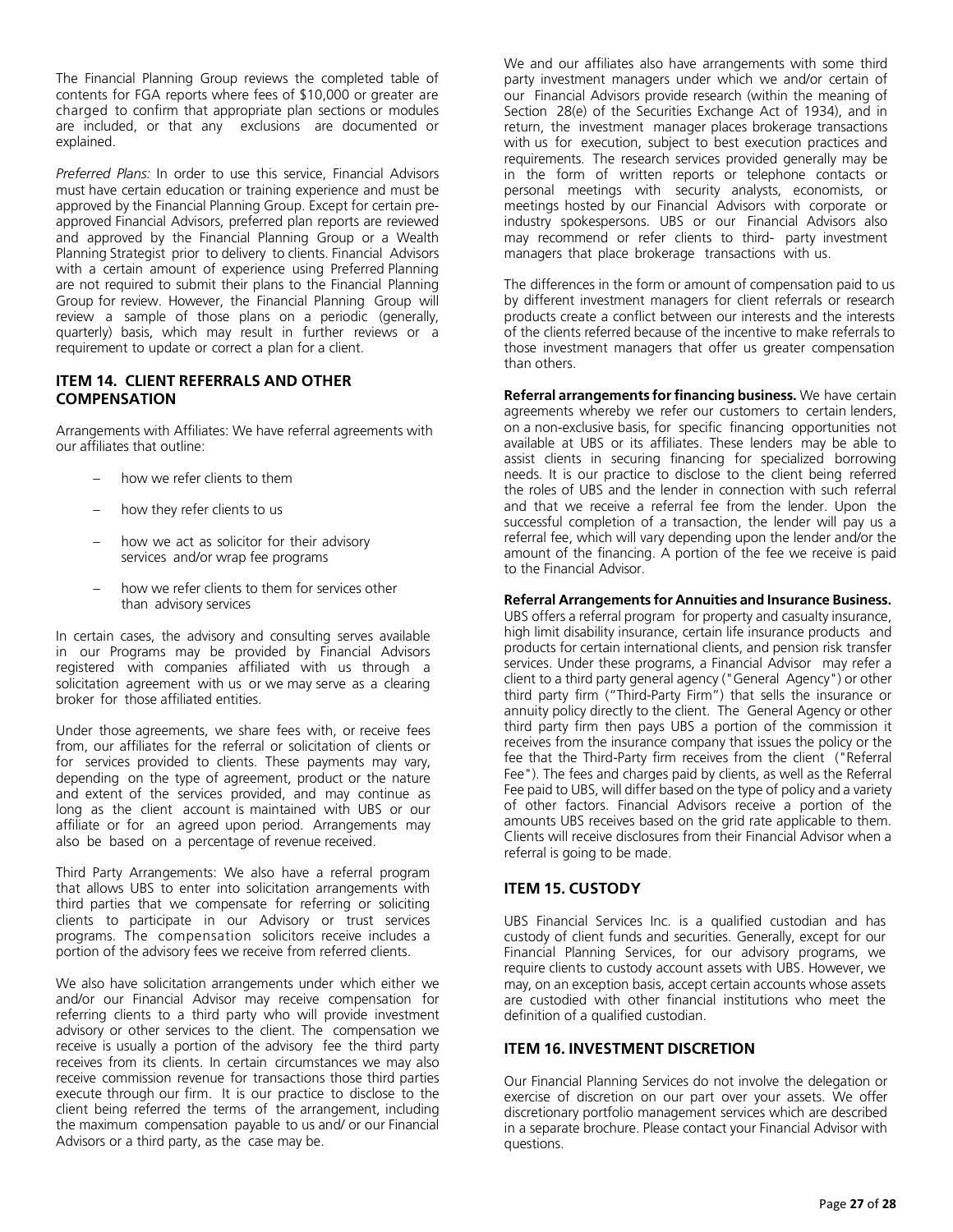The Financial Planning Group reviews the completed table of contents for FGA reports where fees of $10,000 or greater are charged to confirm that appropriate plan sections or modules are included, or that any exclusions are documented or explained.

*Preferred Plans:* In order to use this service, Financial Advisors must have certain education or training experience and must be approved by the Financial Planning Group. Except for certain pre-approved Financial Advisors, preferred plan reports are reviewed and approved by the Financial Planning Group or a Wealth Planning Strategist prior to delivery to clients. Financial Advisors with a certain amount of experience using Preferred Planning are not required to submit their plans to the Financial Planning Group for review. However, the Financial Planning Group will review a sample of those plans on a periodic (generally, quarterly) basis, which may result in further reviews or a requirement to update or correct a plan for a client.

## ITEM 14. CLIENT REFERRALS AND OTHER COMPENSATION

Arrangements with Affiliates: We have referral agreements with our affiliates that outline:

- how we refer clients to them
- how they refer clients to us
- how we act as solicitor for their advisory services and/or wrap fee programs
- how we refer clients to them for services other than advisory services

In certain cases, the advisory and consulting serves available in our Programs may be provided by Financial Advisors registered with companies affiliated with us through a solicitation agreement with us or we may serve as a clearing broker for those affiliated entities.

Under those agreements, we share fees with, or receive fees from, our affiliates for the referral or solicitation of clients or for services provided to clients. These payments may vary, depending on the type of agreement, product or the nature and extent of the services provided, and may continue as long as the client account is maintained with UBS or our affiliate or for an agreed upon period. Arrangements may also be based on a percentage of revenue received.

Third Party Arrangements: We also have a referral program that allows UBS to enter into solicitation arrangements with third parties that we compensate for referring or soliciting clients to participate in our Advisory or trust services programs. The compensation solicitors receive includes a portion of the advisory fees we receive from referred clients.

We also have solicitation arrangements under which either we and/or our Financial Advisor may receive compensation for referring clients to a third party who will provide investment advisory or other services to the client. The compensation we receive is usually a portion of the advisory fee the third party receives from its clients. In certain circumstances we may also receive commission revenue for transactions those third parties execute through our firm. It is our practice to disclose to the client being referred the terms of the arrangement, including the maximum compensation payable to us and/ or our Financial Advisors or a third party, as the case may be.

We and our affiliates also have arrangements with some third party investment managers under which we and/or certain of our Financial Advisors provide research (within the meaning of Section 28(e) of the Securities Exchange Act of 1934), and in return, the investment manager places brokerage transactions with us for execution, subject to best execution practices and requirements. The research services provided generally may be in the form of written reports or telephone contacts or personal meetings with security analysts, economists, or meetings hosted by our Financial Advisors with corporate or industry spokespersons. UBS or our Financial Advisors also may recommend or refer clients to third- party investment managers that place brokerage transactions with us.

The differences in the form or amount of compensation paid to us by different investment managers for client referrals or research products create a conflict between our interests and the interests of the clients referred because of the incentive to make referrals to those investment managers that offer us greater compensation than others.

**Referral arrangements for financing business.** We have certain agreements whereby we refer our customers to certain lenders, on a non-exclusive basis, for specific financing opportunities not available at UBS or its affiliates. These lenders may be able to assist clients in securing financing for specialized borrowing needs. It is our practice to disclose to the client being referred the roles of UBS and the lender in connection with such referral and that we receive a referral fee from the lender. Upon the successful completion of a transaction, the lender will pay us a referral fee, which will vary depending upon the lender and/or the amount of the financing. A portion of the fee we receive is paid to the Financial Advisor.

**Referral Arrangements for Annuities and Insurance Business.** UBS offers a referral program for property and casualty insurance, high limit disability insurance, certain life insurance products and products for certain international clients, and pension risk transfer services. Under these programs, a Financial Advisor may refer a client to a third party general agency ("General Agency") or other third party firm ("Third-Party Firm") that sells the insurance or annuity policy directly to the client. The General Agency or other third party firm then pays UBS a portion of the commission it receives from the insurance company that issues the policy or the fee that the Third-Party firm receives from the client ("Referral Fee"). The fees and charges paid by clients, as well as the Referral Fee paid to UBS, will differ based on the type of policy and a variety of other factors. Financial Advisors receive a portion of the amounts UBS receives based on the grid rate applicable to them. Clients will receive disclosures from their Financial Advisor when a referral is going to be made.

## ITEM 15. CUSTODY

UBS Financial Services Inc. is a qualified custodian and has custody of client funds and securities. Generally, except for our Financial Planning Services, for our advisory programs, we require clients to custody account assets with UBS. However, we may, on an exception basis, accept certain accounts whose assets are custodied with other financial institutions who meet the definition of a qualified custodian.

## ITEM 16. INVESTMENT DISCRETION

Our Financial Planning Services do not involve the delegation or exercise of discretion on our part over your assets. We offer discretionary portfolio management services which are described in a separate brochure. Please contact your Financial Advisor with questions.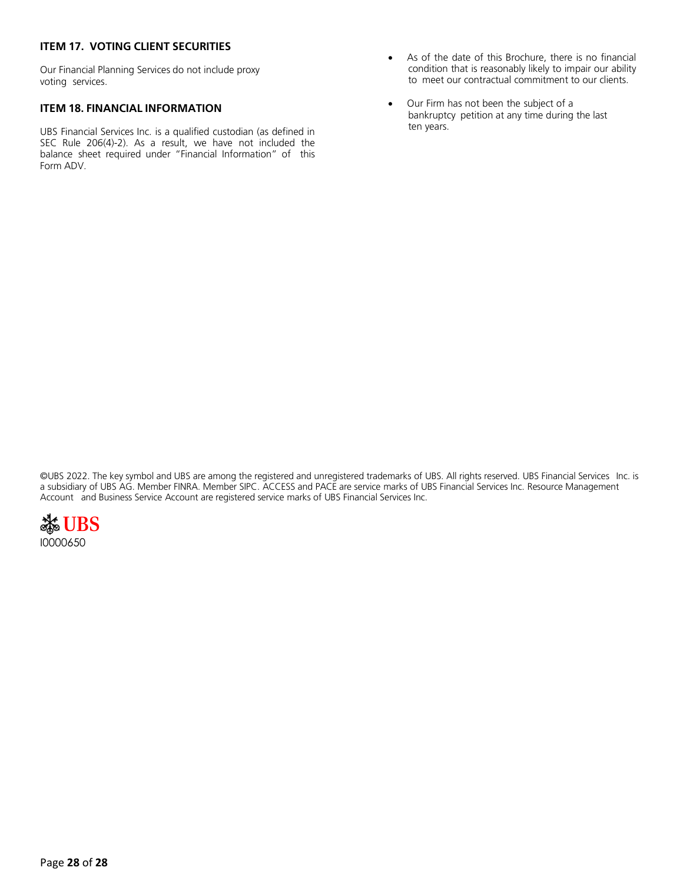## ITEM 17. VOTING CLIENT SECURITIES

Our Financial Planning Services do not include proxy voting services.

## ITEM 18. FINANCIAL INFORMATION

UBS Financial Services Inc. is a qualified custodian (as defined in SEC Rule 206(4)-2). As a result, we have not included the balance sheet required under "Financial Information" of this Form ADV.

- As of the date of this Brochure, there is no financial condition that is reasonably likely to impair our ability to meet our contractual commitment to our clients.
- Our Firm has not been the subject of a bankruptcy petition at any time during the last ten years.

©UBS 2022. The key symbol and UBS are among the registered and unregistered trademarks of UBS. All rights reserved. UBS Financial Services Inc. is a subsidiary of UBS AG. Member FINRA. Member SIPC. ACCESS and PACE are service marks of UBS Financial Services Inc. Resource Management Account and Business Service Account are registered service marks of UBS Financial Services Inc.

UBS

I0000650